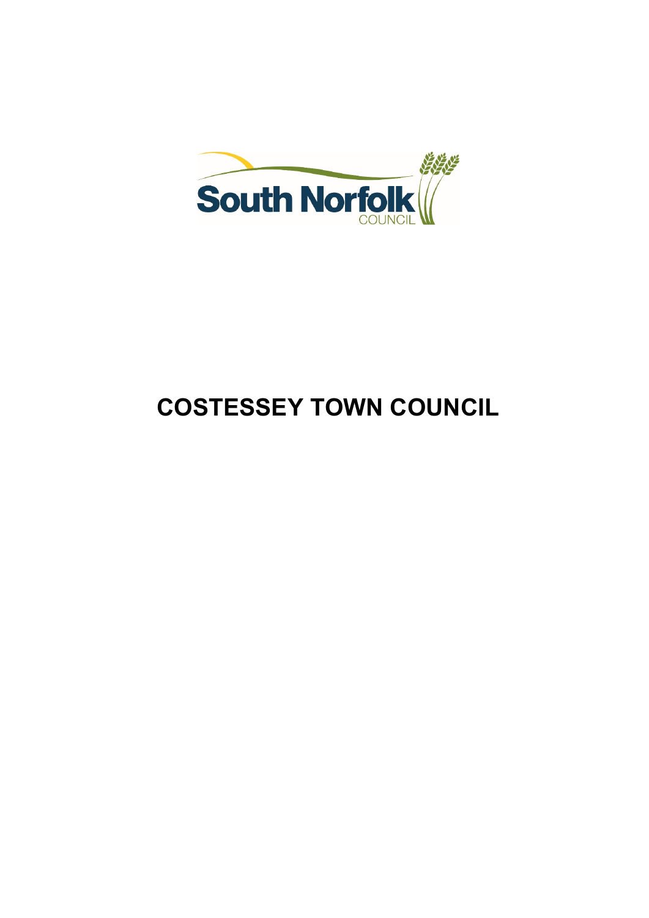South Norfolk COUNCIL

# COSTESSEY TOWN COUNCIL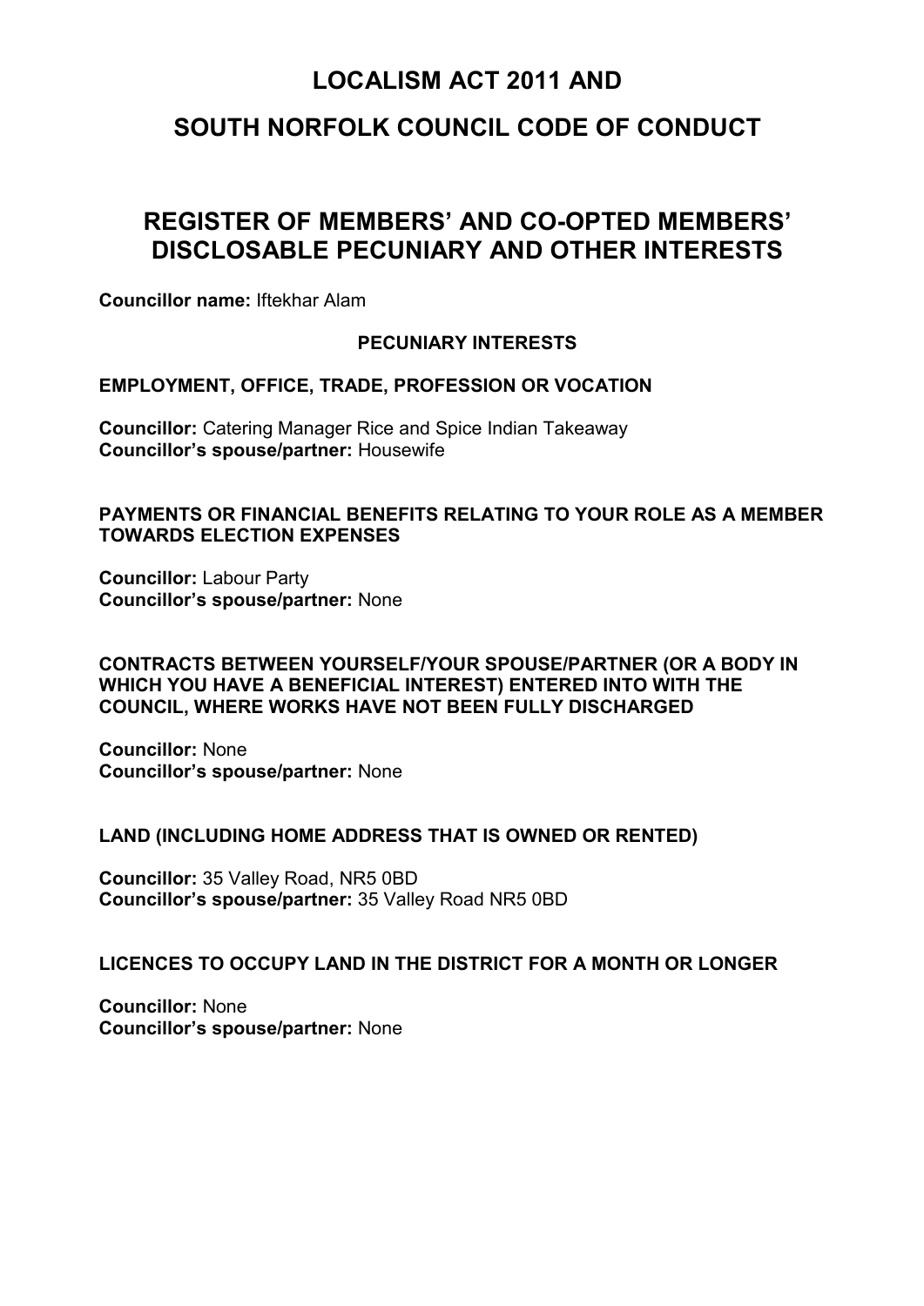# LOCALISM ACT 2011 AND

# SOUTH NORFOLK COUNCIL CODE OF CONDUCT

## REGISTER OF MEMBERS' AND CO-OPTED MEMBERS' DISCLOSABLE PECUNIARY AND OTHER INTERESTS

**Councillor name:** Iftekhar Alam

### PECUNIARY INTERESTS

#### EMPLOYMENT, OFFICE, TRADE, PROFESSION OR VOCATION

**Councillor:** Catering Manager Rice and Spice Indian Takeaway
**Councillor's spouse/partner:** Housewife

#### PAYMENTS OR FINANCIAL BENEFITS RELATING TO YOUR ROLE AS A MEMBER TOWARDS ELECTION EXPENSES

**Councillor:** Labour Party
**Councillor's spouse/partner:** None

#### CONTRACTS BETWEEN YOURSELF/YOUR SPOUSE/PARTNER (OR A BODY IN WHICH YOU HAVE A BENEFICIAL INTEREST) ENTERED INTO WITH THE COUNCIL, WHERE WORKS HAVE NOT BEEN FULLY DISCHARGED

**Councillor:** None
**Councillor's spouse/partner:** None

#### LAND (INCLUDING HOME ADDRESS THAT IS OWNED OR RENTED)

**Councillor:** 35 Valley Road, NR5 0BD
**Councillor's spouse/partner:** 35 Valley Road NR5 0BD

#### LICENCES TO OCCUPY LAND IN THE DISTRICT FOR A MONTH OR LONGER

**Councillor:** None
**Councillor's spouse/partner:** None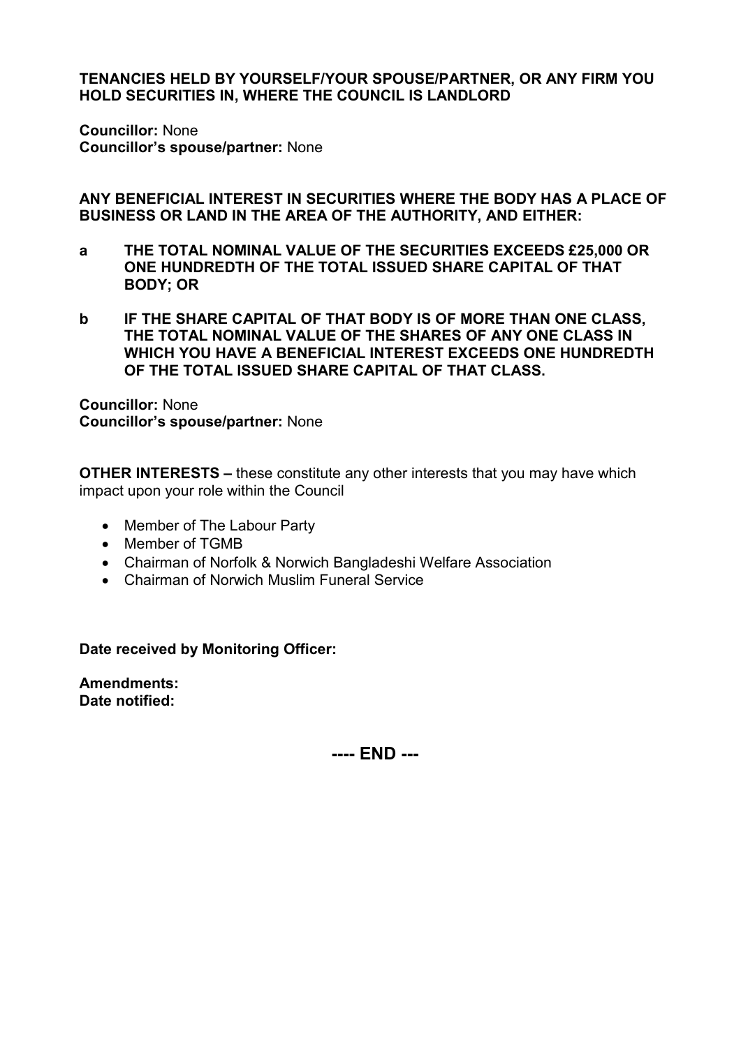**TENANCIES HELD BY YOURSELF/YOUR SPOUSE/PARTNER, OR ANY FIRM YOU HOLD SECURITIES IN, WHERE THE COUNCIL IS LANDLORD**

**Councillor:** None
**Councillor's spouse/partner:** None

**ANY BENEFICIAL INTEREST IN SECURITIES WHERE THE BODY HAS A PLACE OF BUSINESS OR LAND IN THE AREA OF THE AUTHORITY, AND EITHER:**

**a THE TOTAL NOMINAL VALUE OF THE SECURITIES EXCEEDS £25,000 OR ONE HUNDREDTH OF THE TOTAL ISSUED SHARE CAPITAL OF THAT BODY; OR**

**b IF THE SHARE CAPITAL OF THAT BODY IS OF MORE THAN ONE CLASS, THE TOTAL NOMINAL VALUE OF THE SHARES OF ANY ONE CLASS IN WHICH YOU HAVE A BENEFICIAL INTEREST EXCEEDS ONE HUNDREDTH OF THE TOTAL ISSUED SHARE CAPITAL OF THAT CLASS.**

**Councillor:** None
**Councillor's spouse/partner:** None

**OTHER INTERESTS –** these constitute any other interests that you may have which impact upon your role within the Council

- Member of The Labour Party
- Member of TGMB
- Chairman of Norfolk & Norwich Bangladeshi Welfare Association
- Chairman of Norwich Muslim Funeral Service

**Date received by Monitoring Officer:**

**Amendments:**
**Date notified:**

**---- END ---**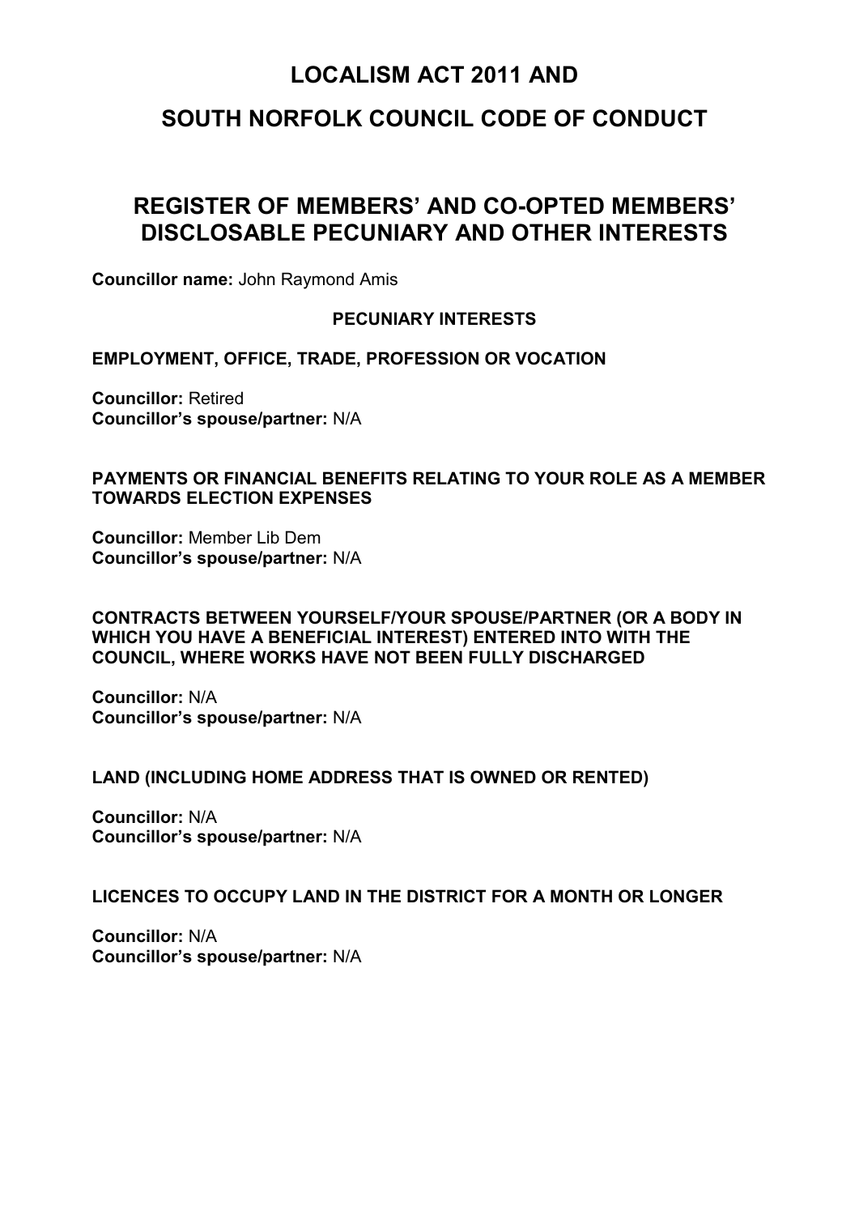# LOCALISM ACT 2011 AND

# SOUTH NORFOLK COUNCIL CODE OF CONDUCT

## REGISTER OF MEMBERS' AND CO-OPTED MEMBERS' DISCLOSABLE PECUNIARY AND OTHER INTERESTS

**Councillor name:** John Raymond Amis

### PECUNIARY INTERESTS

**EMPLOYMENT, OFFICE, TRADE, PROFESSION OR VOCATION**

**Councillor:** Retired
**Councillor's spouse/partner:** N/A

**PAYMENTS OR FINANCIAL BENEFITS RELATING TO YOUR ROLE AS A MEMBER TOWARDS ELECTION EXPENSES**

**Councillor:** Member Lib Dem
**Councillor's spouse/partner:** N/A

**CONTRACTS BETWEEN YOURSELF/YOUR SPOUSE/PARTNER (OR A BODY IN WHICH YOU HAVE A BENEFICIAL INTEREST) ENTERED INTO WITH THE COUNCIL, WHERE WORKS HAVE NOT BEEN FULLY DISCHARGED**

**Councillor:** N/A
**Councillor's spouse/partner:** N/A

**LAND (INCLUDING HOME ADDRESS THAT IS OWNED OR RENTED)**

**Councillor:** N/A
**Councillor's spouse/partner:** N/A

**LICENCES TO OCCUPY LAND IN THE DISTRICT FOR A MONTH OR LONGER**

**Councillor:** N/A
**Councillor's spouse/partner:** N/A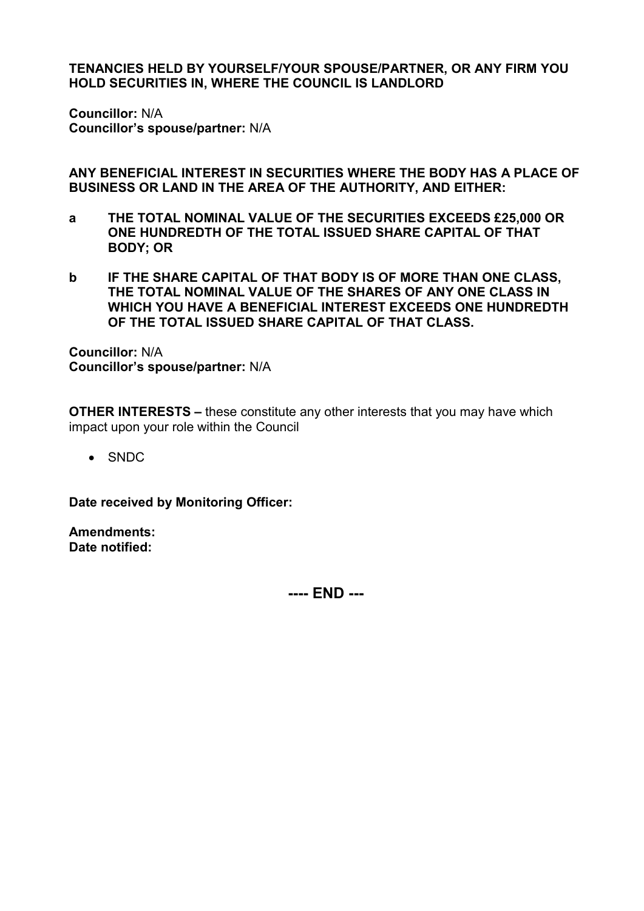**TENANCIES HELD BY YOURSELF/YOUR SPOUSE/PARTNER, OR ANY FIRM YOU HOLD SECURITIES IN, WHERE THE COUNCIL IS LANDLORD**

**Councillor:** N/A
**Councillor's spouse/partner:** N/A

**ANY BENEFICIAL INTEREST IN SECURITIES WHERE THE BODY HAS A PLACE OF BUSINESS OR LAND IN THE AREA OF THE AUTHORITY, AND EITHER:**

**a THE TOTAL NOMINAL VALUE OF THE SECURITIES EXCEEDS £25,000 OR ONE HUNDREDTH OF THE TOTAL ISSUED SHARE CAPITAL OF THAT BODY; OR**

**b IF THE SHARE CAPITAL OF THAT BODY IS OF MORE THAN ONE CLASS, THE TOTAL NOMINAL VALUE OF THE SHARES OF ANY ONE CLASS IN WHICH YOU HAVE A BENEFICIAL INTEREST EXCEEDS ONE HUNDREDTH OF THE TOTAL ISSUED SHARE CAPITAL OF THAT CLASS.**

**Councillor:** N/A
**Councillor's spouse/partner:** N/A

**OTHER INTERESTS –** these constitute any other interests that you may have which impact upon your role within the Council

- SNDC

**Date received by Monitoring Officer:**

**Amendments:**
**Date notified:**

**---- END ---**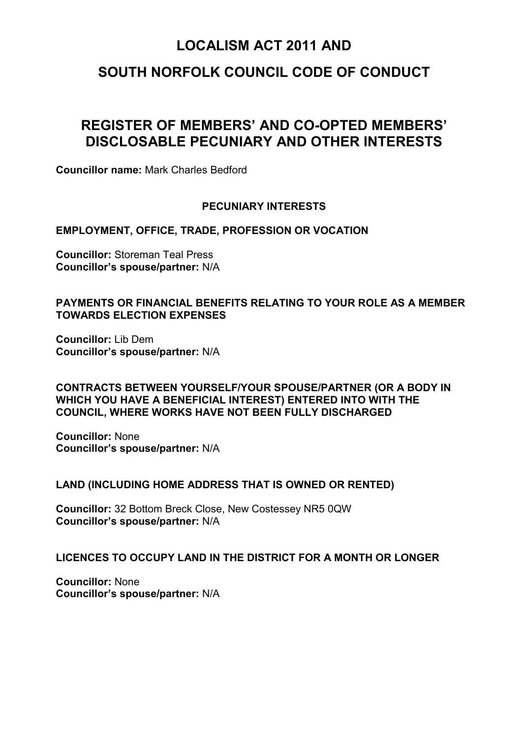# LOCALISM ACT 2011 AND

# SOUTH NORFOLK COUNCIL CODE OF CONDUCT

## REGISTER OF MEMBERS' AND CO-OPTED MEMBERS' DISCLOSABLE PECUNIARY AND OTHER INTERESTS

**Councillor name:** Mark Charles Bedford

### PECUNIARY INTERESTS

#### EMPLOYMENT, OFFICE, TRADE, PROFESSION OR VOCATION

**Councillor:** Storeman Teal Press
**Councillor's spouse/partner:** N/A

#### PAYMENTS OR FINANCIAL BENEFITS RELATING TO YOUR ROLE AS A MEMBER TOWARDS ELECTION EXPENSES

**Councillor:** Lib Dem
**Councillor's spouse/partner:** N/A

#### CONTRACTS BETWEEN YOURSELF/YOUR SPOUSE/PARTNER (OR A BODY IN WHICH YOU HAVE A BENEFICIAL INTEREST) ENTERED INTO WITH THE COUNCIL, WHERE WORKS HAVE NOT BEEN FULLY DISCHARGED

**Councillor:** None
**Councillor's spouse/partner:** N/A

#### LAND (INCLUDING HOME ADDRESS THAT IS OWNED OR RENTED)

**Councillor:** 32 Bottom Breck Close, New Costessey NR5 0QW
**Councillor's spouse/partner:** N/A

#### LICENCES TO OCCUPY LAND IN THE DISTRICT FOR A MONTH OR LONGER

**Councillor:** None
**Councillor's spouse/partner:** N/A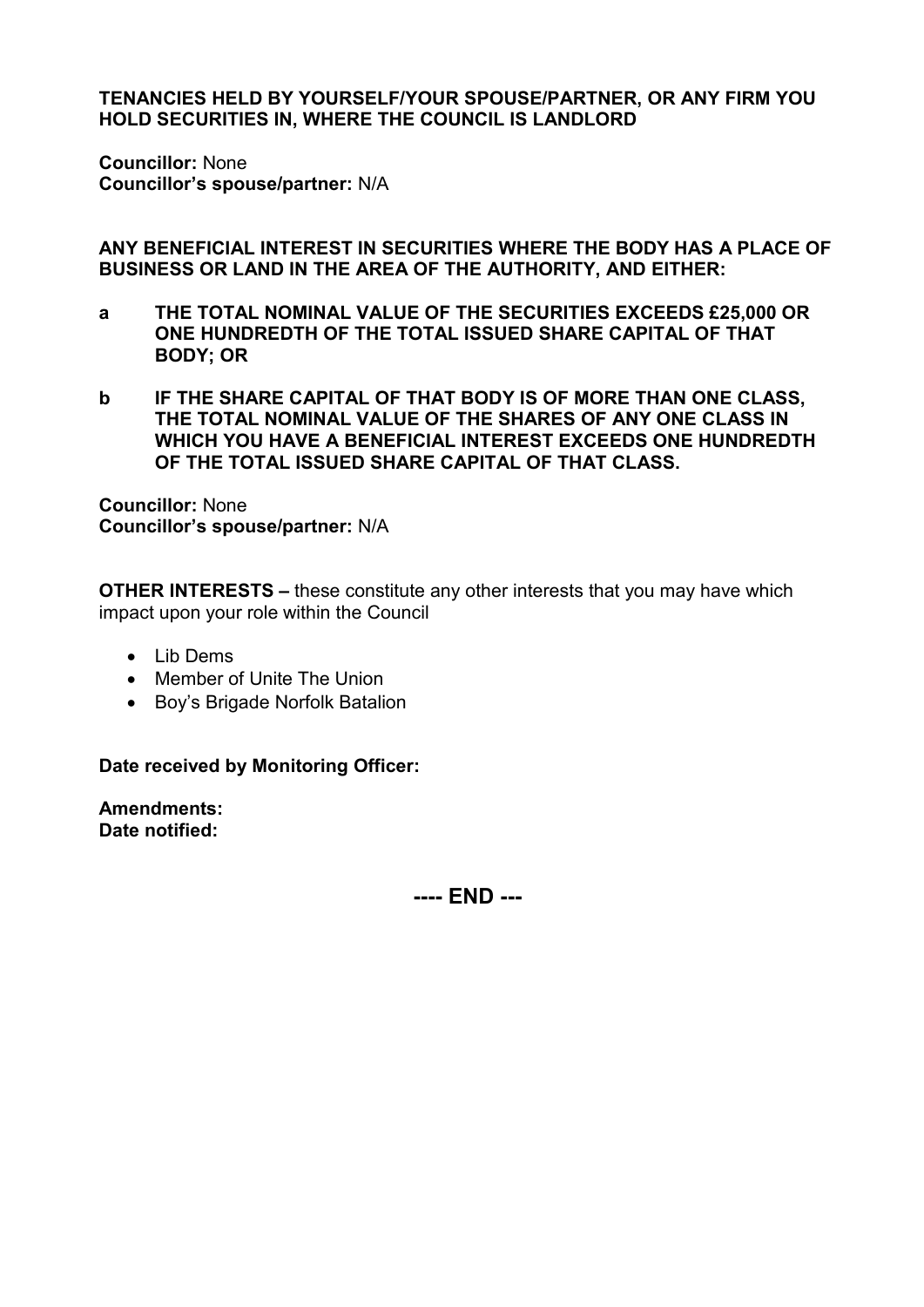**TENANCIES HELD BY YOURSELF/YOUR SPOUSE/PARTNER, OR ANY FIRM YOU HOLD SECURITIES IN, WHERE THE COUNCIL IS LANDLORD**

**Councillor:** None
**Councillor's spouse/partner:** N/A

**ANY BENEFICIAL INTEREST IN SECURITIES WHERE THE BODY HAS A PLACE OF BUSINESS OR LAND IN THE AREA OF THE AUTHORITY, AND EITHER:**

**a THE TOTAL NOMINAL VALUE OF THE SECURITIES EXCEEDS £25,000 OR ONE HUNDREDTH OF THE TOTAL ISSUED SHARE CAPITAL OF THAT BODY; OR**

**b IF THE SHARE CAPITAL OF THAT BODY IS OF MORE THAN ONE CLASS, THE TOTAL NOMINAL VALUE OF THE SHARES OF ANY ONE CLASS IN WHICH YOU HAVE A BENEFICIAL INTEREST EXCEEDS ONE HUNDREDTH OF THE TOTAL ISSUED SHARE CAPITAL OF THAT CLASS.**

**Councillor:** None
**Councillor's spouse/partner:** N/A

**OTHER INTERESTS –** these constitute any other interests that you may have which impact upon your role within the Council

- Lib Dems
- Member of Unite The Union
- Boy's Brigade Norfolk Batalion

**Date received by Monitoring Officer:**

**Amendments:**
**Date notified:**

**---- END ---**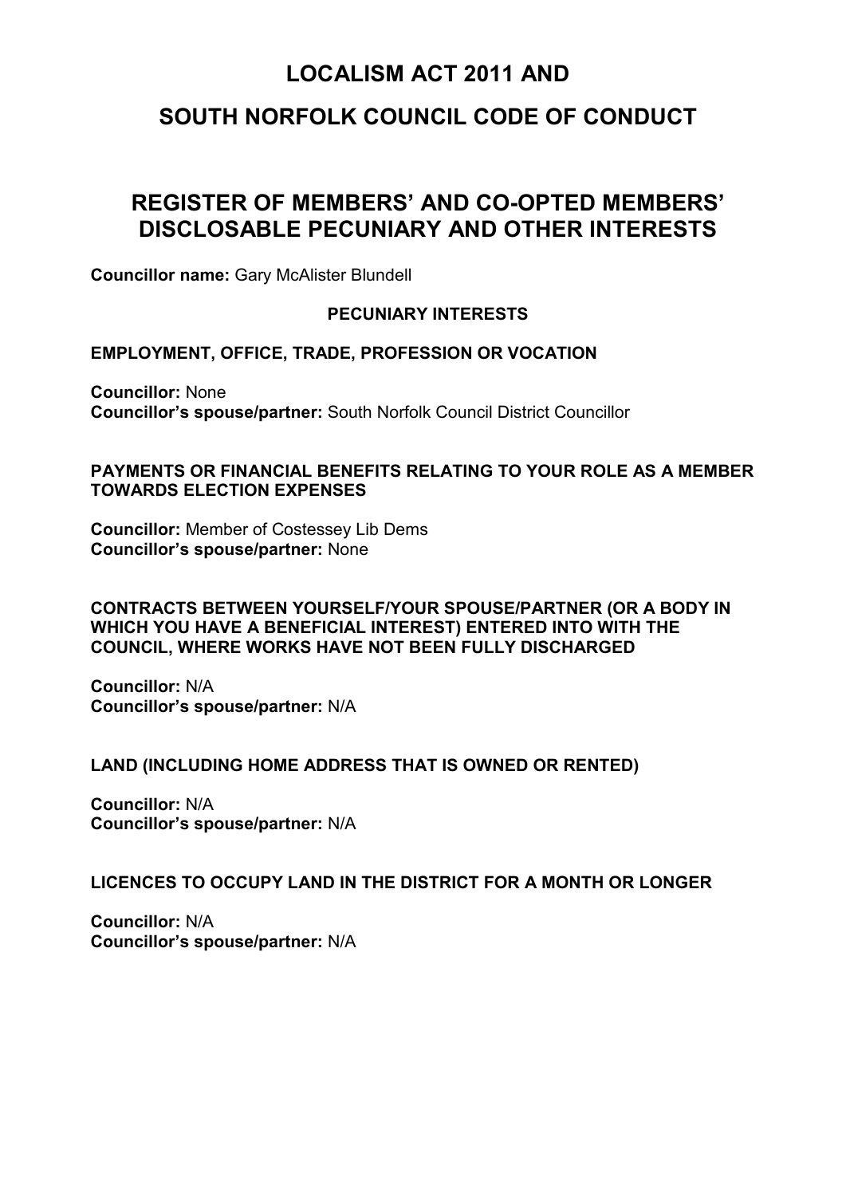# LOCALISM ACT 2011 AND

# SOUTH NORFOLK COUNCIL CODE OF CONDUCT

## REGISTER OF MEMBERS' AND CO-OPTED MEMBERS' DISCLOSABLE PECUNIARY AND OTHER INTERESTS

**Councillor name:** Gary McAlister Blundell

### PECUNIARY INTERESTS

#### EMPLOYMENT, OFFICE, TRADE, PROFESSION OR VOCATION

**Councillor:** None
**Councillor's spouse/partner:** South Norfolk Council District Councillor

#### PAYMENTS OR FINANCIAL BENEFITS RELATING TO YOUR ROLE AS A MEMBER TOWARDS ELECTION EXPENSES

**Councillor:** Member of Costessey Lib Dems
**Councillor's spouse/partner:** None

#### CONTRACTS BETWEEN YOURSELF/YOUR SPOUSE/PARTNER (OR A BODY IN WHICH YOU HAVE A BENEFICIAL INTEREST) ENTERED INTO WITH THE COUNCIL, WHERE WORKS HAVE NOT BEEN FULLY DISCHARGED

**Councillor:** N/A
**Councillor's spouse/partner:** N/A

#### LAND (INCLUDING HOME ADDRESS THAT IS OWNED OR RENTED)

**Councillor:** N/A
**Councillor's spouse/partner:** N/A

#### LICENCES TO OCCUPY LAND IN THE DISTRICT FOR A MONTH OR LONGER

**Councillor:** N/A
**Councillor's spouse/partner:** N/A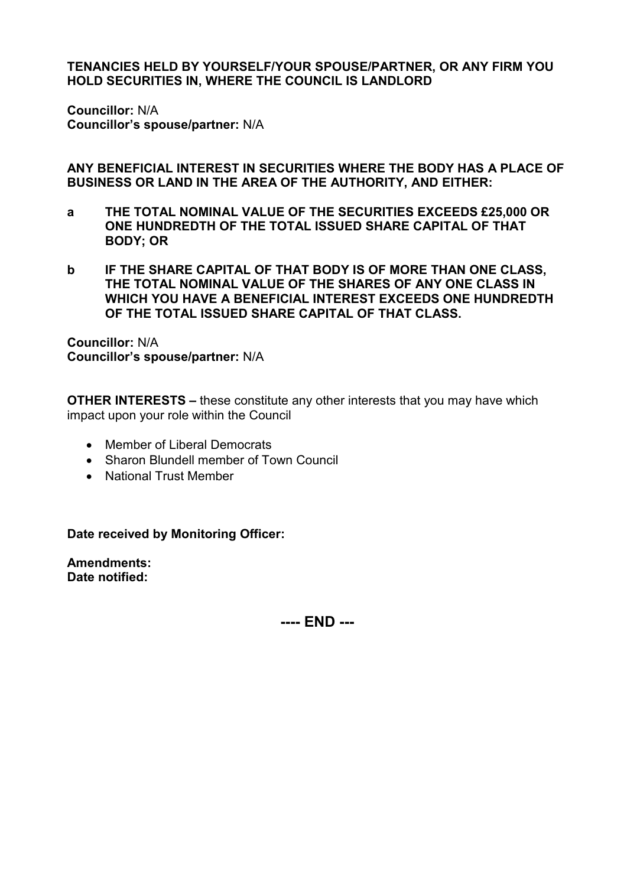**TENANCIES HELD BY YOURSELF/YOUR SPOUSE/PARTNER, OR ANY FIRM YOU HOLD SECURITIES IN, WHERE THE COUNCIL IS LANDLORD**

**Councillor:** N/A
**Councillor's spouse/partner:** N/A

**ANY BENEFICIAL INTEREST IN SECURITIES WHERE THE BODY HAS A PLACE OF BUSINESS OR LAND IN THE AREA OF THE AUTHORITY, AND EITHER:**

**a THE TOTAL NOMINAL VALUE OF THE SECURITIES EXCEEDS £25,000 OR ONE HUNDREDTH OF THE TOTAL ISSUED SHARE CAPITAL OF THAT BODY; OR**

**b IF THE SHARE CAPITAL OF THAT BODY IS OF MORE THAN ONE CLASS, THE TOTAL NOMINAL VALUE OF THE SHARES OF ANY ONE CLASS IN WHICH YOU HAVE A BENEFICIAL INTEREST EXCEEDS ONE HUNDREDTH OF THE TOTAL ISSUED SHARE CAPITAL OF THAT CLASS.**

**Councillor:** N/A
**Councillor's spouse/partner:** N/A

**OTHER INTERESTS –** these constitute any other interests that you may have which impact upon your role within the Council

- Member of Liberal Democrats
- Sharon Blundell member of Town Council
- National Trust Member

**Date received by Monitoring Officer:**

**Amendments:**
**Date notified:**

**---- END ---**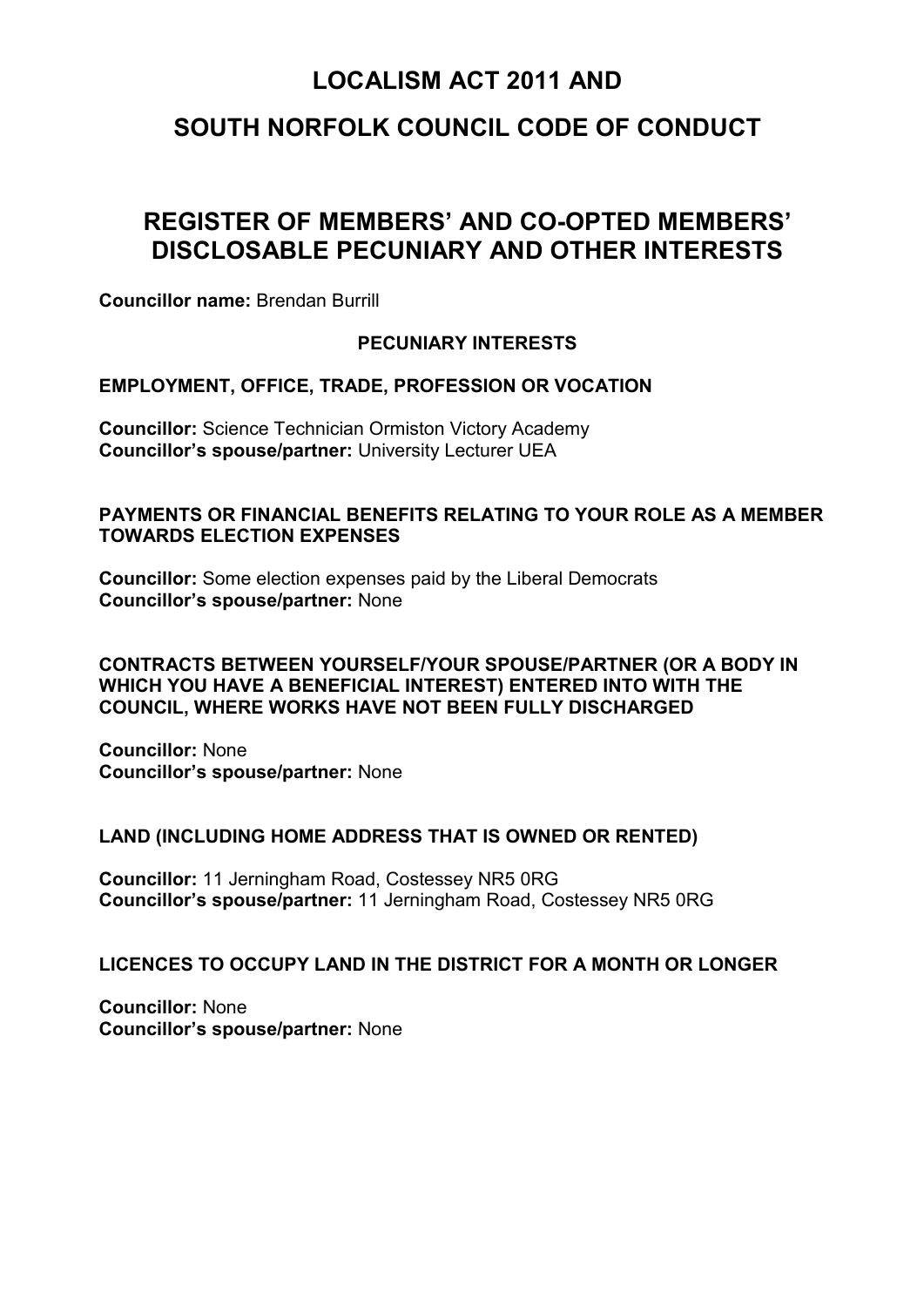# LOCALISM ACT 2011 AND

# SOUTH NORFOLK COUNCIL CODE OF CONDUCT

## REGISTER OF MEMBERS' AND CO-OPTED MEMBERS' DISCLOSABLE PECUNIARY AND OTHER INTERESTS

**Councillor name:** Brendan Burrill

### PECUNIARY INTERESTS

#### EMPLOYMENT, OFFICE, TRADE, PROFESSION OR VOCATION

**Councillor:** Science Technician Ormiston Victory Academy
**Councillor's spouse/partner:** University Lecturer UEA

#### PAYMENTS OR FINANCIAL BENEFITS RELATING TO YOUR ROLE AS A MEMBER TOWARDS ELECTION EXPENSES

**Councillor:** Some election expenses paid by the Liberal Democrats
**Councillor's spouse/partner:** None

#### CONTRACTS BETWEEN YOURSELF/YOUR SPOUSE/PARTNER (OR A BODY IN WHICH YOU HAVE A BENEFICIAL INTEREST) ENTERED INTO WITH THE COUNCIL, WHERE WORKS HAVE NOT BEEN FULLY DISCHARGED

**Councillor:** None
**Councillor's spouse/partner:** None

#### LAND (INCLUDING HOME ADDRESS THAT IS OWNED OR RENTED)

**Councillor:** 11 Jerningham Road, Costessey NR5 0RG
**Councillor's spouse/partner:** 11 Jerningham Road, Costessey NR5 0RG

#### LICENCES TO OCCUPY LAND IN THE DISTRICT FOR A MONTH OR LONGER

**Councillor:** None
**Councillor's spouse/partner:** None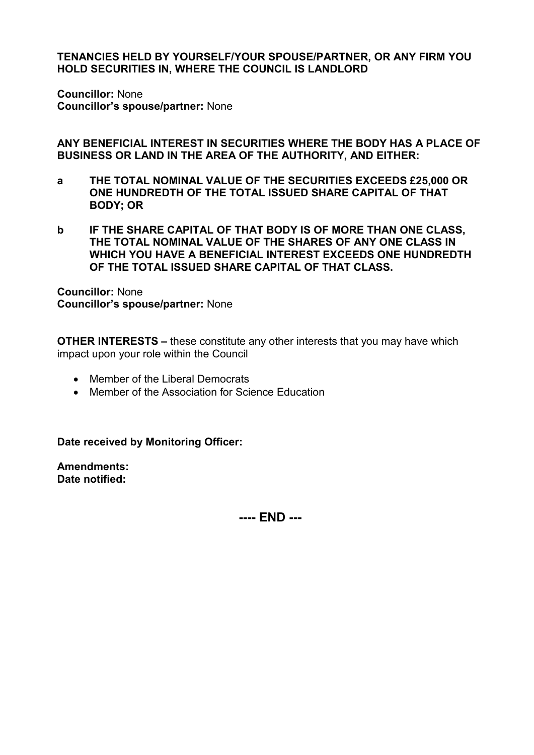**TENANCIES HELD BY YOURSELF/YOUR SPOUSE/PARTNER, OR ANY FIRM YOU HOLD SECURITIES IN, WHERE THE COUNCIL IS LANDLORD**

**Councillor:** None
**Councillor's spouse/partner:** None

**ANY BENEFICIAL INTEREST IN SECURITIES WHERE THE BODY HAS A PLACE OF BUSINESS OR LAND IN THE AREA OF THE AUTHORITY, AND EITHER:**

**a THE TOTAL NOMINAL VALUE OF THE SECURITIES EXCEEDS £25,000 OR ONE HUNDREDTH OF THE TOTAL ISSUED SHARE CAPITAL OF THAT BODY; OR**

**b IF THE SHARE CAPITAL OF THAT BODY IS OF MORE THAN ONE CLASS, THE TOTAL NOMINAL VALUE OF THE SHARES OF ANY ONE CLASS IN WHICH YOU HAVE A BENEFICIAL INTEREST EXCEEDS ONE HUNDREDTH OF THE TOTAL ISSUED SHARE CAPITAL OF THAT CLASS.**

**Councillor:** None
**Councillor's spouse/partner:** None

**OTHER INTERESTS –** these constitute any other interests that you may have which impact upon your role within the Council

- Member of the Liberal Democrats
- Member of the Association for Science Education

**Date received by Monitoring Officer:**

**Amendments:**
**Date notified:**

**---- END ---**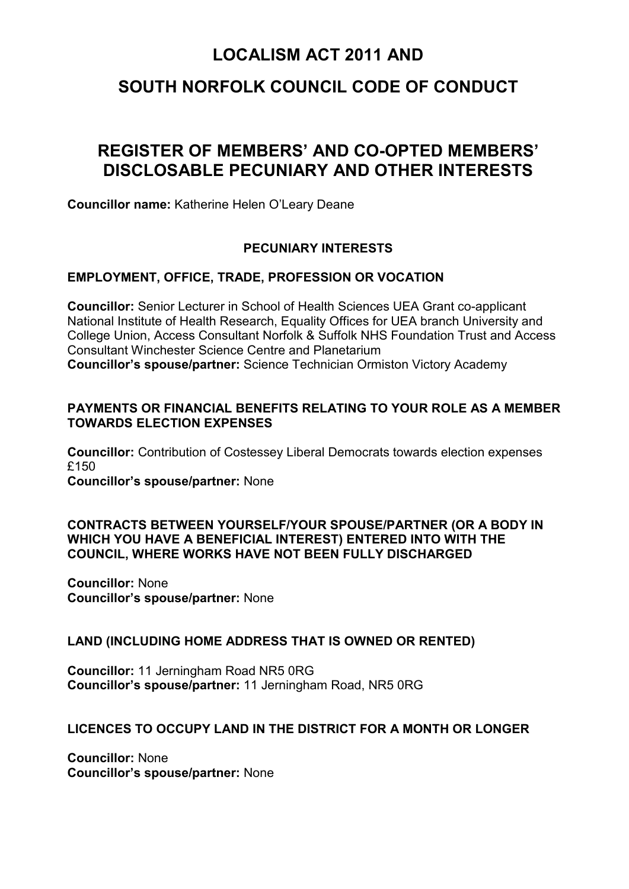# LOCALISM ACT 2011 AND

# SOUTH NORFOLK COUNCIL CODE OF CONDUCT

## REGISTER OF MEMBERS' AND CO-OPTED MEMBERS' DISCLOSABLE PECUNIARY AND OTHER INTERESTS

**Councillor name:** Katherine Helen O'Leary Deane

### PECUNIARY INTERESTS

#### EMPLOYMENT, OFFICE, TRADE, PROFESSION OR VOCATION

**Councillor:** Senior Lecturer in School of Health Sciences UEA Grant co-applicant National Institute of Health Research, Equality Offices for UEA branch University and College Union, Access Consultant Norfolk & Suffolk NHS Foundation Trust and Access Consultant Winchester Science Centre and Planetarium
**Councillor's spouse/partner:** Science Technician Ormiston Victory Academy

#### PAYMENTS OR FINANCIAL BENEFITS RELATING TO YOUR ROLE AS A MEMBER TOWARDS ELECTION EXPENSES

**Councillor:** Contribution of Costessey Liberal Democrats towards election expenses £150
**Councillor's spouse/partner:** None

#### CONTRACTS BETWEEN YOURSELF/YOUR SPOUSE/PARTNER (OR A BODY IN WHICH YOU HAVE A BENEFICIAL INTEREST) ENTERED INTO WITH THE COUNCIL, WHERE WORKS HAVE NOT BEEN FULLY DISCHARGED

**Councillor:** None
**Councillor's spouse/partner:** None

#### LAND (INCLUDING HOME ADDRESS THAT IS OWNED OR RENTED)

**Councillor:** 11 Jerningham Road NR5 0RG
**Councillor's spouse/partner:** 11 Jerningham Road, NR5 0RG

#### LICENCES TO OCCUPY LAND IN THE DISTRICT FOR A MONTH OR LONGER

**Councillor:** None
**Councillor's spouse/partner:** None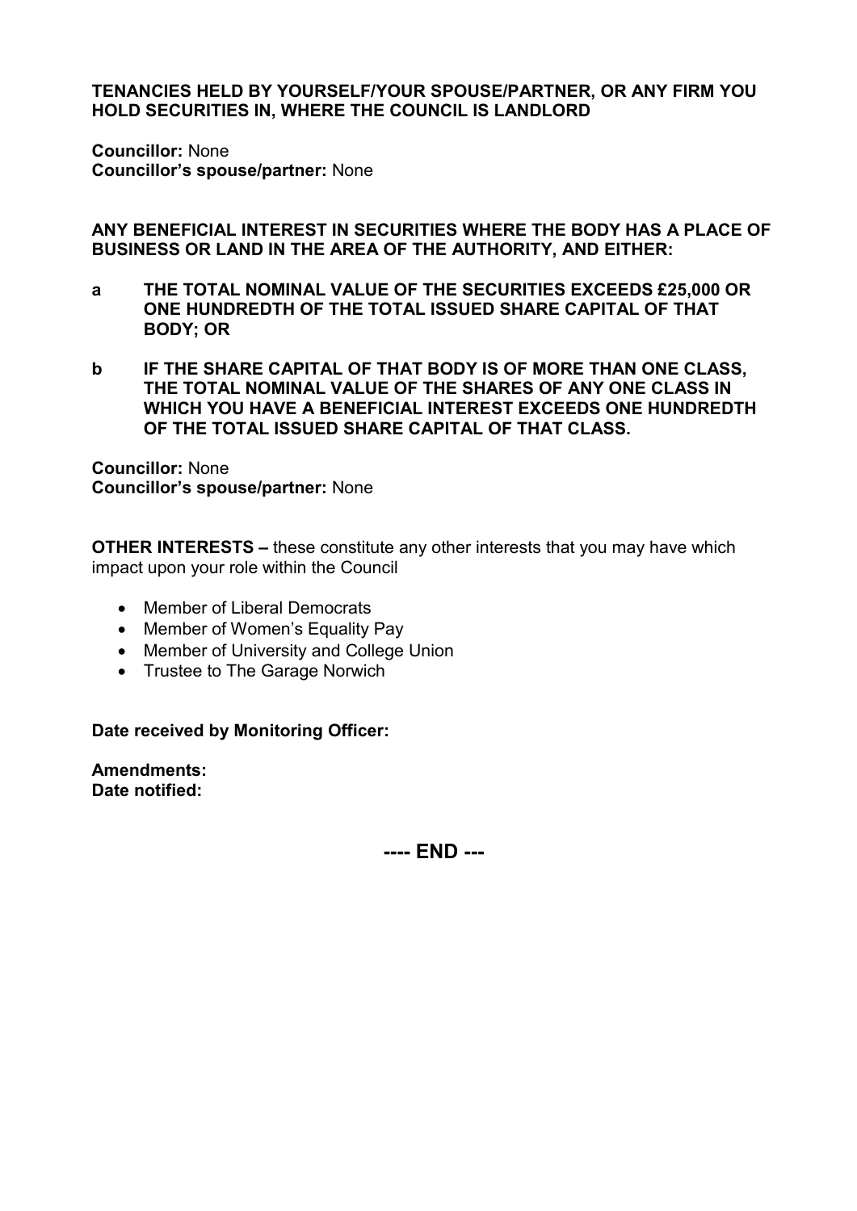**TENANCIES HELD BY YOURSELF/YOUR SPOUSE/PARTNER, OR ANY FIRM YOU HOLD SECURITIES IN, WHERE THE COUNCIL IS LANDLORD**

**Councillor:** None
**Councillor's spouse/partner:** None

**ANY BENEFICIAL INTEREST IN SECURITIES WHERE THE BODY HAS A PLACE OF BUSINESS OR LAND IN THE AREA OF THE AUTHORITY, AND EITHER:**

**a THE TOTAL NOMINAL VALUE OF THE SECURITIES EXCEEDS £25,000 OR ONE HUNDREDTH OF THE TOTAL ISSUED SHARE CAPITAL OF THAT BODY; OR**

**b IF THE SHARE CAPITAL OF THAT BODY IS OF MORE THAN ONE CLASS, THE TOTAL NOMINAL VALUE OF THE SHARES OF ANY ONE CLASS IN WHICH YOU HAVE A BENEFICIAL INTEREST EXCEEDS ONE HUNDREDTH OF THE TOTAL ISSUED SHARE CAPITAL OF THAT CLASS.**

**Councillor:** None
**Councillor's spouse/partner:** None

**OTHER INTERESTS –** these constitute any other interests that you may have which impact upon your role within the Council

- Member of Liberal Democrats
- Member of Women's Equality Pay
- Member of University and College Union
- Trustee to The Garage Norwich

**Date received by Monitoring Officer:**

**Amendments:**
**Date notified:**

**---- END ---**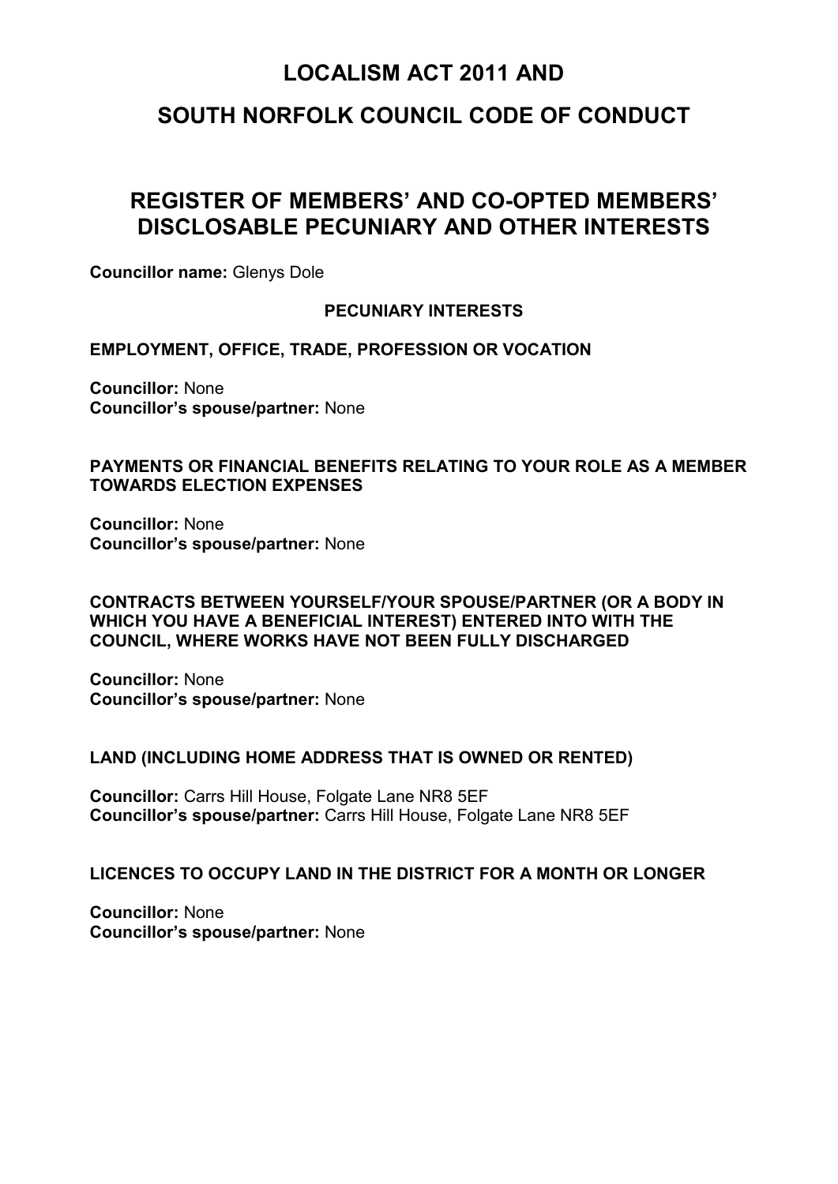# LOCALISM ACT 2011 AND

# SOUTH NORFOLK COUNCIL CODE OF CONDUCT

## REGISTER OF MEMBERS' AND CO-OPTED MEMBERS' DISCLOSABLE PECUNIARY AND OTHER INTERESTS

**Councillor name:** Glenys Dole

### PECUNIARY INTERESTS

**EMPLOYMENT, OFFICE, TRADE, PROFESSION OR VOCATION**

**Councillor:** None
**Councillor's spouse/partner:** None

**PAYMENTS OR FINANCIAL BENEFITS RELATING TO YOUR ROLE AS A MEMBER TOWARDS ELECTION EXPENSES**

**Councillor:** None
**Councillor's spouse/partner:** None

**CONTRACTS BETWEEN YOURSELF/YOUR SPOUSE/PARTNER (OR A BODY IN WHICH YOU HAVE A BENEFICIAL INTEREST) ENTERED INTO WITH THE COUNCIL, WHERE WORKS HAVE NOT BEEN FULLY DISCHARGED**

**Councillor:** None
**Councillor's spouse/partner:** None

**LAND (INCLUDING HOME ADDRESS THAT IS OWNED OR RENTED)**

**Councillor:** Carrs Hill House, Folgate Lane NR8 5EF
**Councillor's spouse/partner:** Carrs Hill House, Folgate Lane NR8 5EF

**LICENCES TO OCCUPY LAND IN THE DISTRICT FOR A MONTH OR LONGER**

**Councillor:** None
**Councillor's spouse/partner:** None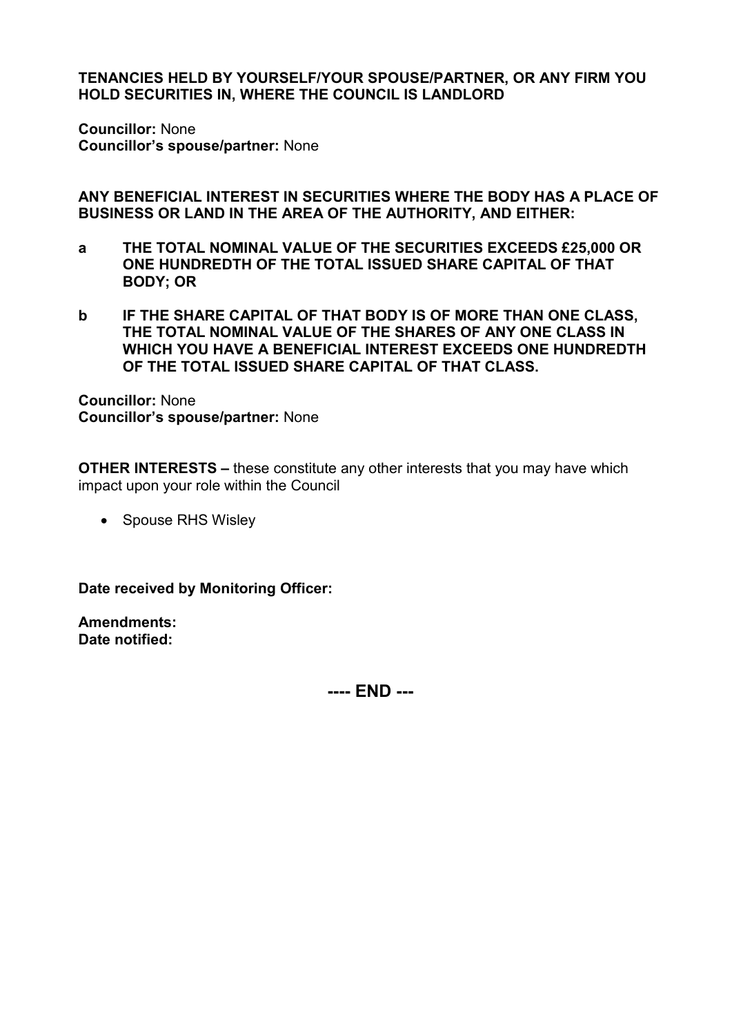**TENANCIES HELD BY YOURSELF/YOUR SPOUSE/PARTNER, OR ANY FIRM YOU HOLD SECURITIES IN, WHERE THE COUNCIL IS LANDLORD**

**Councillor:** None
**Councillor's spouse/partner:** None

**ANY BENEFICIAL INTEREST IN SECURITIES WHERE THE BODY HAS A PLACE OF BUSINESS OR LAND IN THE AREA OF THE AUTHORITY, AND EITHER:**

**a THE TOTAL NOMINAL VALUE OF THE SECURITIES EXCEEDS £25,000 OR ONE HUNDREDTH OF THE TOTAL ISSUED SHARE CAPITAL OF THAT BODY; OR**

**b IF THE SHARE CAPITAL OF THAT BODY IS OF MORE THAN ONE CLASS, THE TOTAL NOMINAL VALUE OF THE SHARES OF ANY ONE CLASS IN WHICH YOU HAVE A BENEFICIAL INTEREST EXCEEDS ONE HUNDREDTH OF THE TOTAL ISSUED SHARE CAPITAL OF THAT CLASS.**

**Councillor:** None
**Councillor's spouse/partner:** None

**OTHER INTERESTS –** these constitute any other interests that you may have which impact upon your role within the Council

- Spouse RHS Wisley

**Date received by Monitoring Officer:**

**Amendments:**
**Date notified:**

**---- END ---**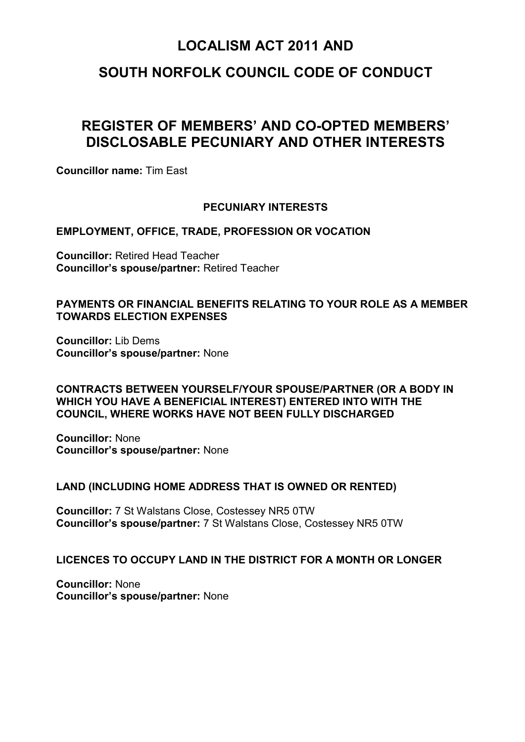# LOCALISM ACT 2011 AND

# SOUTH NORFOLK COUNCIL CODE OF CONDUCT

## REGISTER OF MEMBERS' AND CO-OPTED MEMBERS' DISCLOSABLE PECUNIARY AND OTHER INTERESTS

**Councillor name:** Tim East

### PECUNIARY INTERESTS

**EMPLOYMENT, OFFICE, TRADE, PROFESSION OR VOCATION**

**Councillor:** Retired Head Teacher
**Councillor's spouse/partner:** Retired Teacher

**PAYMENTS OR FINANCIAL BENEFITS RELATING TO YOUR ROLE AS A MEMBER TOWARDS ELECTION EXPENSES**

**Councillor:** Lib Dems
**Councillor's spouse/partner:** None

**CONTRACTS BETWEEN YOURSELF/YOUR SPOUSE/PARTNER (OR A BODY IN WHICH YOU HAVE A BENEFICIAL INTEREST) ENTERED INTO WITH THE COUNCIL, WHERE WORKS HAVE NOT BEEN FULLY DISCHARGED**

**Councillor:** None
**Councillor's spouse/partner:** None

**LAND (INCLUDING HOME ADDRESS THAT IS OWNED OR RENTED)**

**Councillor:** 7 St Walstans Close, Costessey NR5 0TW
**Councillor's spouse/partner:** 7 St Walstans Close, Costessey NR5 0TW

**LICENCES TO OCCUPY LAND IN THE DISTRICT FOR A MONTH OR LONGER**

**Councillor:** None
**Councillor's spouse/partner:** None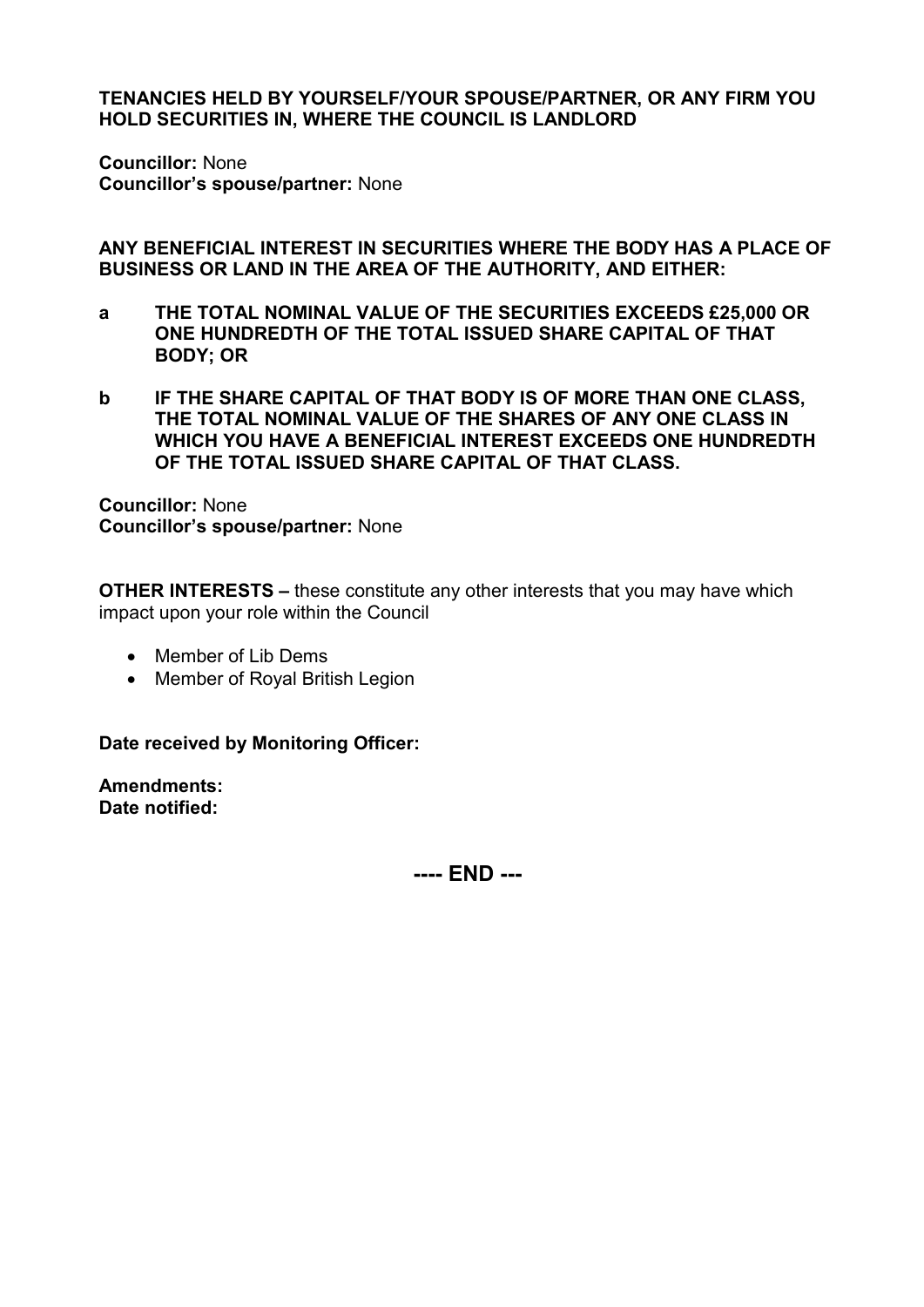**TENANCIES HELD BY YOURSELF/YOUR SPOUSE/PARTNER, OR ANY FIRM YOU HOLD SECURITIES IN, WHERE THE COUNCIL IS LANDLORD**

**Councillor:** None
**Councillor's spouse/partner:** None

**ANY BENEFICIAL INTEREST IN SECURITIES WHERE THE BODY HAS A PLACE OF BUSINESS OR LAND IN THE AREA OF THE AUTHORITY, AND EITHER:**

**a THE TOTAL NOMINAL VALUE OF THE SECURITIES EXCEEDS £25,000 OR ONE HUNDREDTH OF THE TOTAL ISSUED SHARE CAPITAL OF THAT BODY; OR**

**b IF THE SHARE CAPITAL OF THAT BODY IS OF MORE THAN ONE CLASS, THE TOTAL NOMINAL VALUE OF THE SHARES OF ANY ONE CLASS IN WHICH YOU HAVE A BENEFICIAL INTEREST EXCEEDS ONE HUNDREDTH OF THE TOTAL ISSUED SHARE CAPITAL OF THAT CLASS.**

**Councillor:** None
**Councillor's spouse/partner:** None

**OTHER INTERESTS –** these constitute any other interests that you may have which impact upon your role within the Council

- Member of Lib Dems
- Member of Royal British Legion

**Date received by Monitoring Officer:**

**Amendments:**
**Date notified:**

**---- END ---**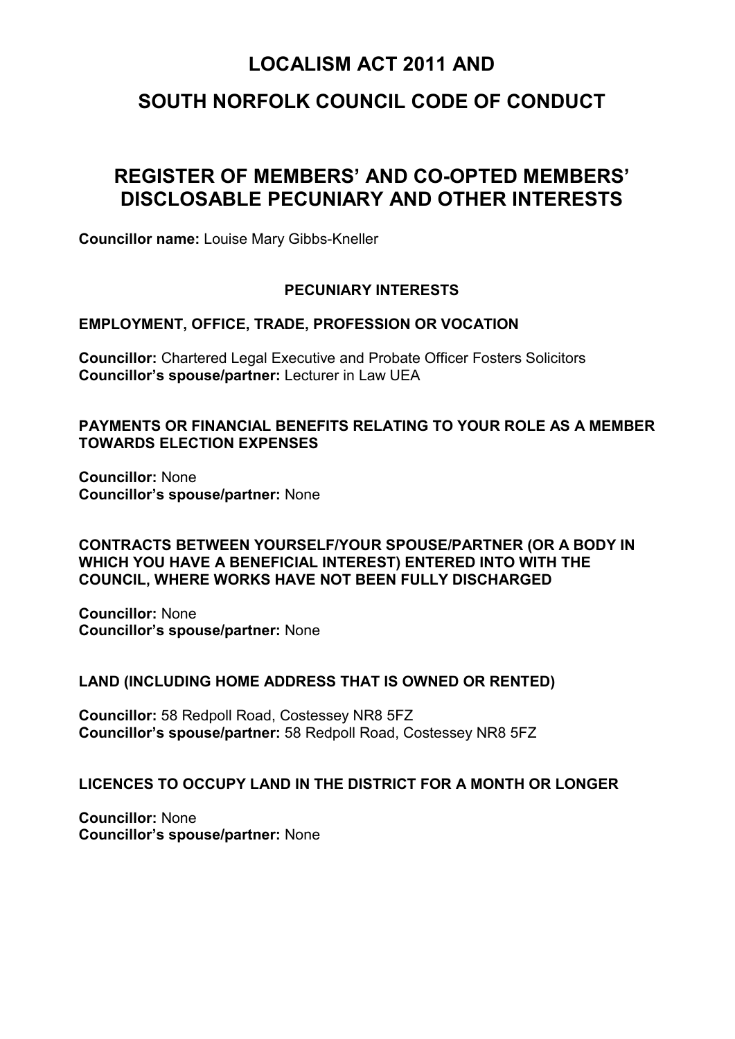# LOCALISM ACT 2011 AND

# SOUTH NORFOLK COUNCIL CODE OF CONDUCT

## REGISTER OF MEMBERS' AND CO-OPTED MEMBERS' DISCLOSABLE PECUNIARY AND OTHER INTERESTS

**Councillor name:** Louise Mary Gibbs-Kneller

### PECUNIARY INTERESTS

#### EMPLOYMENT, OFFICE, TRADE, PROFESSION OR VOCATION

**Councillor:** Chartered Legal Executive and Probate Officer Fosters Solicitors
**Councillor's spouse/partner:** Lecturer in Law UEA

#### PAYMENTS OR FINANCIAL BENEFITS RELATING TO YOUR ROLE AS A MEMBER TOWARDS ELECTION EXPENSES

**Councillor:** None
**Councillor's spouse/partner:** None

#### CONTRACTS BETWEEN YOURSELF/YOUR SPOUSE/PARTNER (OR A BODY IN WHICH YOU HAVE A BENEFICIAL INTEREST) ENTERED INTO WITH THE COUNCIL, WHERE WORKS HAVE NOT BEEN FULLY DISCHARGED

**Councillor:** None
**Councillor's spouse/partner:** None

#### LAND (INCLUDING HOME ADDRESS THAT IS OWNED OR RENTED)

**Councillor:** 58 Redpoll Road, Costessey NR8 5FZ
**Councillor's spouse/partner:** 58 Redpoll Road, Costessey NR8 5FZ

#### LICENCES TO OCCUPY LAND IN THE DISTRICT FOR A MONTH OR LONGER

**Councillor:** None
**Councillor's spouse/partner:** None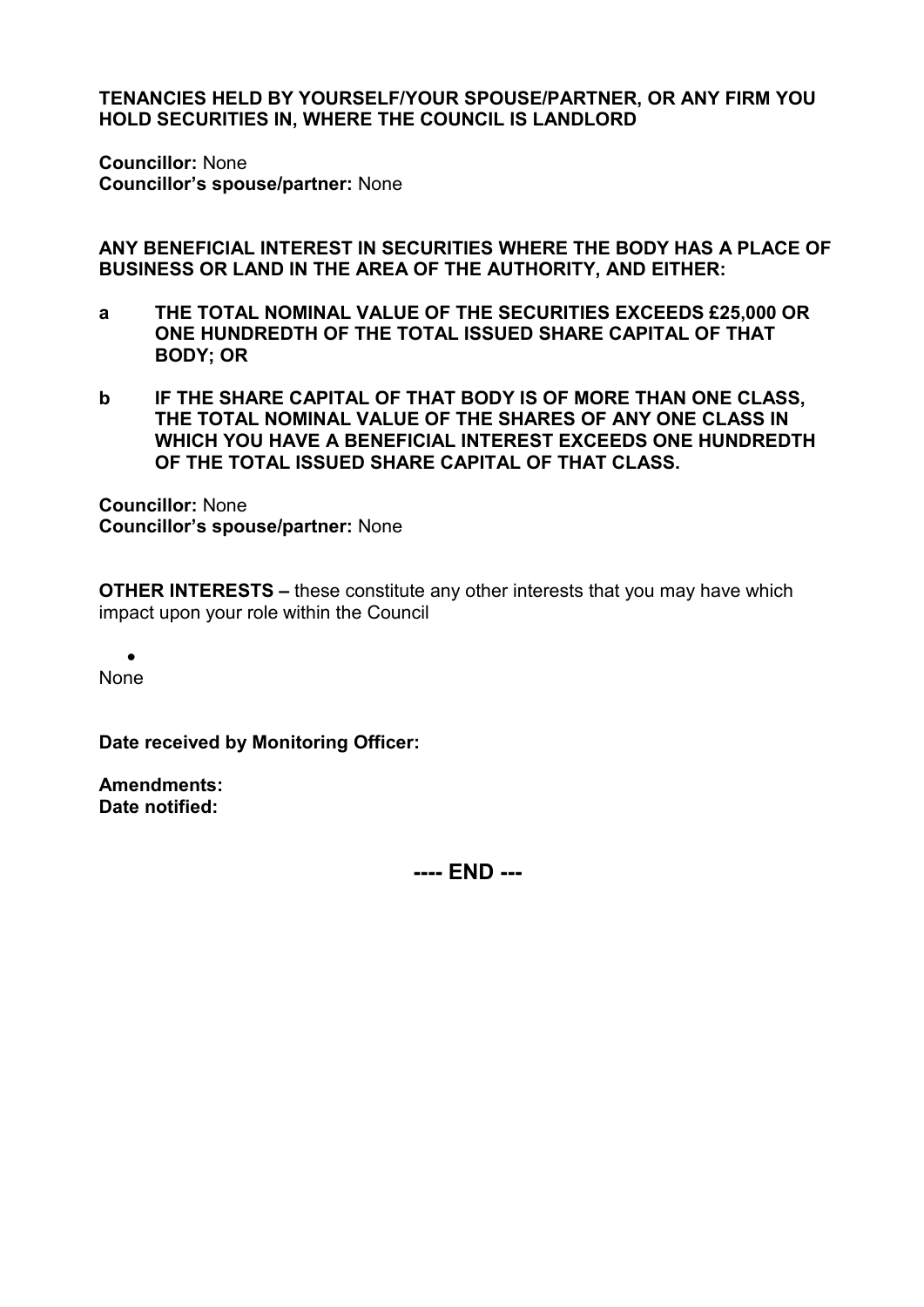**TENANCIES HELD BY YOURSELF/YOUR SPOUSE/PARTNER, OR ANY FIRM YOU HOLD SECURITIES IN, WHERE THE COUNCIL IS LANDLORD**

**Councillor:** None
**Councillor's spouse/partner:** None

**ANY BENEFICIAL INTEREST IN SECURITIES WHERE THE BODY HAS A PLACE OF BUSINESS OR LAND IN THE AREA OF THE AUTHORITY, AND EITHER:**

**a THE TOTAL NOMINAL VALUE OF THE SECURITIES EXCEEDS £25,000 OR ONE HUNDREDTH OF THE TOTAL ISSUED SHARE CAPITAL OF THAT BODY; OR**

**b IF THE SHARE CAPITAL OF THAT BODY IS OF MORE THAN ONE CLASS, THE TOTAL NOMINAL VALUE OF THE SHARES OF ANY ONE CLASS IN WHICH YOU HAVE A BENEFICIAL INTEREST EXCEEDS ONE HUNDREDTH OF THE TOTAL ISSUED SHARE CAPITAL OF THAT CLASS.**

**Councillor:** None
**Councillor's spouse/partner:** None

**OTHER INTERESTS –** these constitute any other interests that you may have which impact upon your role within the Council

- None

**Date received by Monitoring Officer:**

**Amendments:**
**Date notified:**

**---- END ---**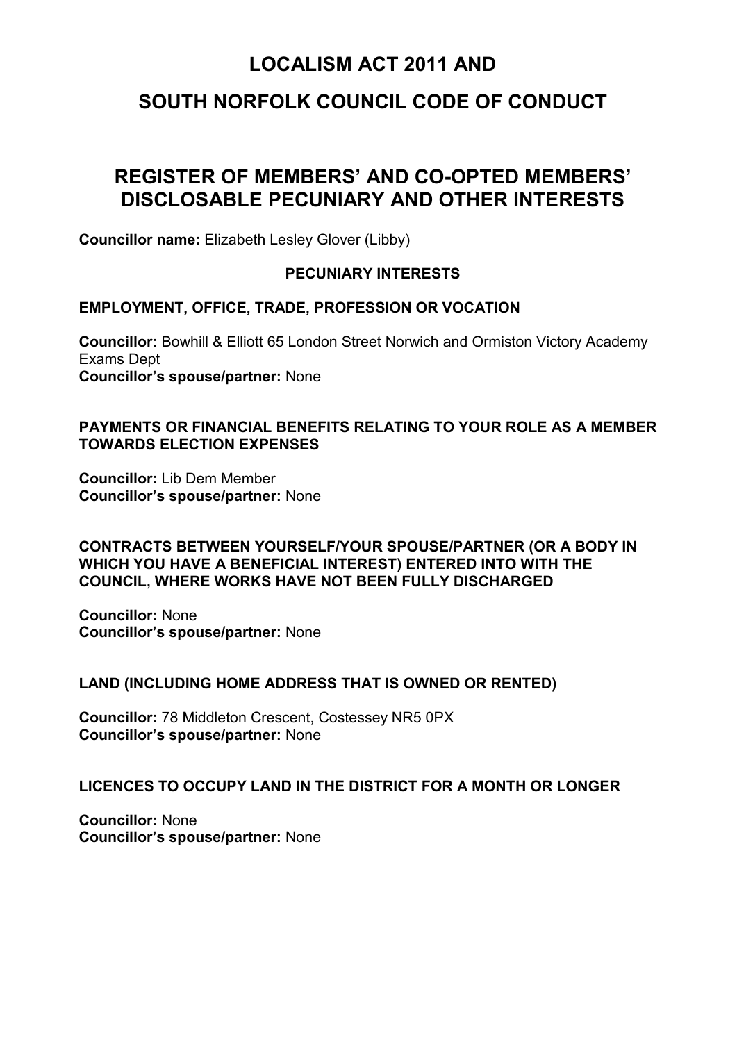# LOCALISM ACT 2011 AND

# SOUTH NORFOLK COUNCIL CODE OF CONDUCT

## REGISTER OF MEMBERS' AND CO-OPTED MEMBERS' DISCLOSABLE PECUNIARY AND OTHER INTERESTS

**Councillor name:** Elizabeth Lesley Glover (Libby)

### PECUNIARY INTERESTS

#### EMPLOYMENT, OFFICE, TRADE, PROFESSION OR VOCATION

**Councillor:** Bowhill & Elliott 65 London Street Norwich and Ormiston Victory Academy Exams Dept
**Councillor's spouse/partner:** None

#### PAYMENTS OR FINANCIAL BENEFITS RELATING TO YOUR ROLE AS A MEMBER TOWARDS ELECTION EXPENSES

**Councillor:** Lib Dem Member
**Councillor's spouse/partner:** None

#### CONTRACTS BETWEEN YOURSELF/YOUR SPOUSE/PARTNER (OR A BODY IN WHICH YOU HAVE A BENEFICIAL INTEREST) ENTERED INTO WITH THE COUNCIL, WHERE WORKS HAVE NOT BEEN FULLY DISCHARGED

**Councillor:** None
**Councillor's spouse/partner:** None

#### LAND (INCLUDING HOME ADDRESS THAT IS OWNED OR RENTED)

**Councillor:** 78 Middleton Crescent, Costessey NR5 0PX
**Councillor's spouse/partner:** None

#### LICENCES TO OCCUPY LAND IN THE DISTRICT FOR A MONTH OR LONGER

**Councillor:** None
**Councillor's spouse/partner:** None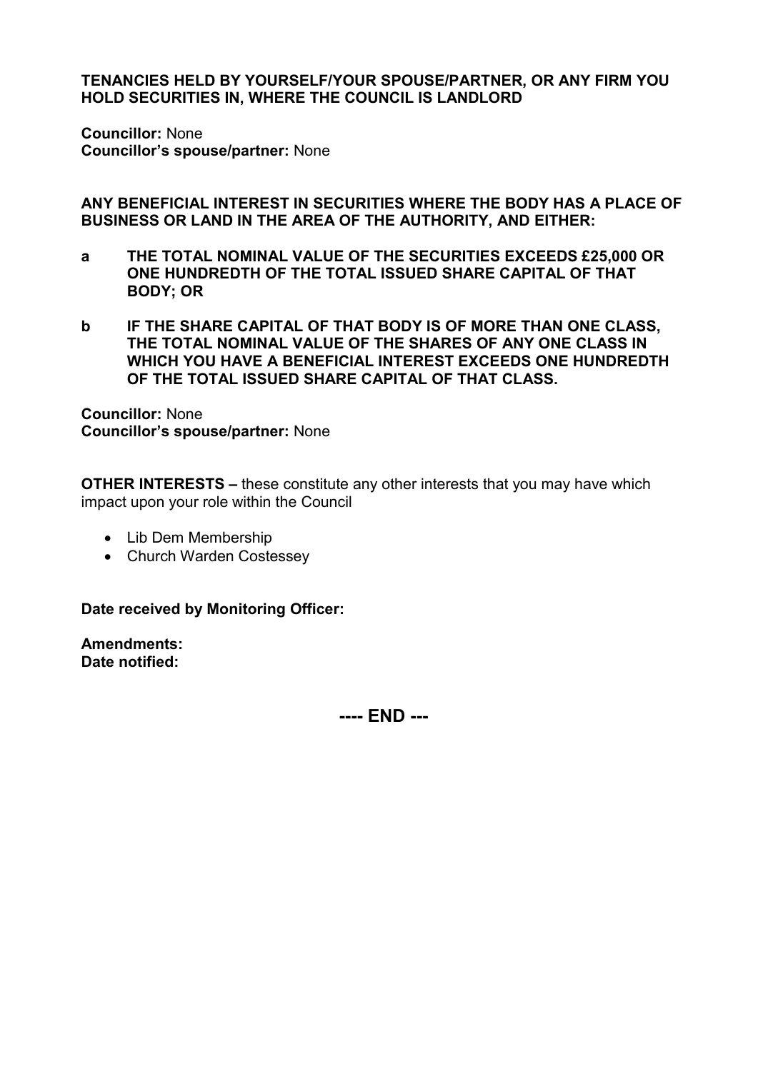**TENANCIES HELD BY YOURSELF/YOUR SPOUSE/PARTNER, OR ANY FIRM YOU HOLD SECURITIES IN, WHERE THE COUNCIL IS LANDLORD**

**Councillor:** None
**Councillor's spouse/partner:** None

**ANY BENEFICIAL INTEREST IN SECURITIES WHERE THE BODY HAS A PLACE OF BUSINESS OR LAND IN THE AREA OF THE AUTHORITY, AND EITHER:**

**a THE TOTAL NOMINAL VALUE OF THE SECURITIES EXCEEDS £25,000 OR ONE HUNDREDTH OF THE TOTAL ISSUED SHARE CAPITAL OF THAT BODY; OR**

**b IF THE SHARE CAPITAL OF THAT BODY IS OF MORE THAN ONE CLASS, THE TOTAL NOMINAL VALUE OF THE SHARES OF ANY ONE CLASS IN WHICH YOU HAVE A BENEFICIAL INTEREST EXCEEDS ONE HUNDREDTH OF THE TOTAL ISSUED SHARE CAPITAL OF THAT CLASS.**

**Councillor:** None
**Councillor's spouse/partner:** None

**OTHER INTERESTS –** these constitute any other interests that you may have which impact upon your role within the Council

- Lib Dem Membership
- Church Warden Costessey

**Date received by Monitoring Officer:**

**Amendments:**
**Date notified:**

**---- END ---**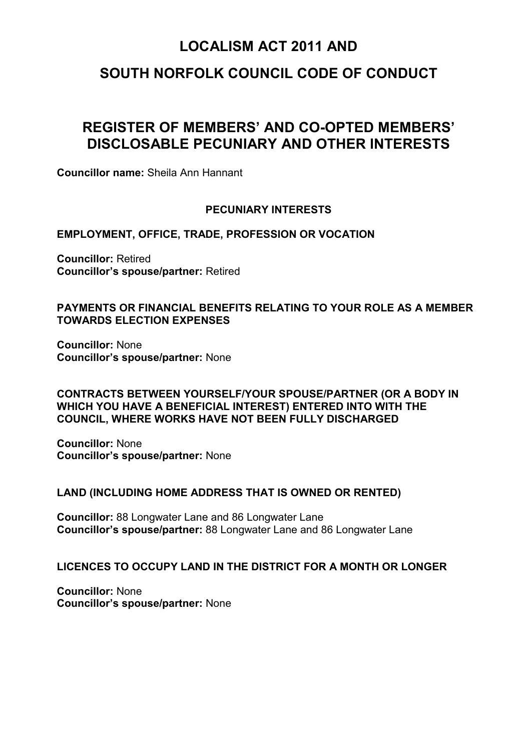# LOCALISM ACT 2011 AND

# SOUTH NORFOLK COUNCIL CODE OF CONDUCT

## REGISTER OF MEMBERS' AND CO-OPTED MEMBERS' DISCLOSABLE PECUNIARY AND OTHER INTERESTS

**Councillor name:** Sheila Ann Hannant

### PECUNIARY INTERESTS

**EMPLOYMENT, OFFICE, TRADE, PROFESSION OR VOCATION**

**Councillor:** Retired
**Councillor's spouse/partner:** Retired

**PAYMENTS OR FINANCIAL BENEFITS RELATING TO YOUR ROLE AS A MEMBER TOWARDS ELECTION EXPENSES**

**Councillor:** None
**Councillor's spouse/partner:** None

**CONTRACTS BETWEEN YOURSELF/YOUR SPOUSE/PARTNER (OR A BODY IN WHICH YOU HAVE A BENEFICIAL INTEREST) ENTERED INTO WITH THE COUNCIL, WHERE WORKS HAVE NOT BEEN FULLY DISCHARGED**

**Councillor:** None
**Councillor's spouse/partner:** None

**LAND (INCLUDING HOME ADDRESS THAT IS OWNED OR RENTED)**

**Councillor:** 88 Longwater Lane and 86 Longwater Lane
**Councillor's spouse/partner:** 88 Longwater Lane and 86 Longwater Lane

**LICENCES TO OCCUPY LAND IN THE DISTRICT FOR A MONTH OR LONGER**

**Councillor:** None
**Councillor's spouse/partner:** None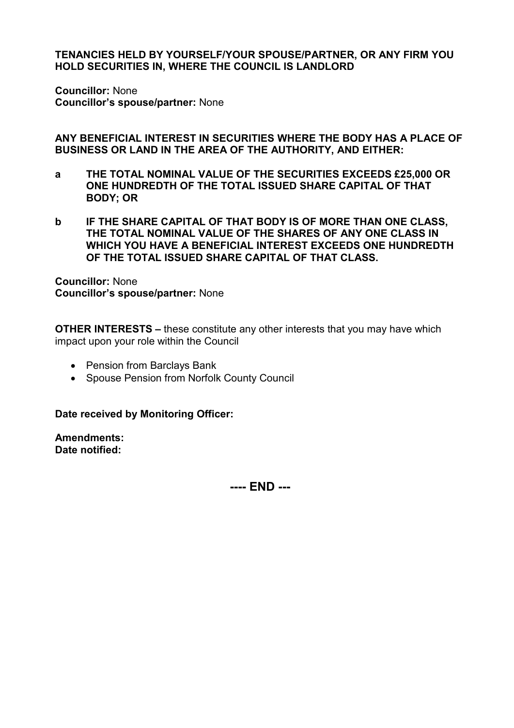**TENANCIES HELD BY YOURSELF/YOUR SPOUSE/PARTNER, OR ANY FIRM YOU HOLD SECURITIES IN, WHERE THE COUNCIL IS LANDLORD**

**Councillor:** None
**Councillor's spouse/partner:** None

**ANY BENEFICIAL INTEREST IN SECURITIES WHERE THE BODY HAS A PLACE OF BUSINESS OR LAND IN THE AREA OF THE AUTHORITY, AND EITHER:**

**a THE TOTAL NOMINAL VALUE OF THE SECURITIES EXCEEDS £25,000 OR ONE HUNDREDTH OF THE TOTAL ISSUED SHARE CAPITAL OF THAT BODY; OR**

**b IF THE SHARE CAPITAL OF THAT BODY IS OF MORE THAN ONE CLASS, THE TOTAL NOMINAL VALUE OF THE SHARES OF ANY ONE CLASS IN WHICH YOU HAVE A BENEFICIAL INTEREST EXCEEDS ONE HUNDREDTH OF THE TOTAL ISSUED SHARE CAPITAL OF THAT CLASS.**

**Councillor:** None
**Councillor's spouse/partner:** None

**OTHER INTERESTS –** these constitute any other interests that you may have which impact upon your role within the Council

- Pension from Barclays Bank
- Spouse Pension from Norfolk County Council

**Date received by Monitoring Officer:**

**Amendments:**
**Date notified:**

**---- END ---**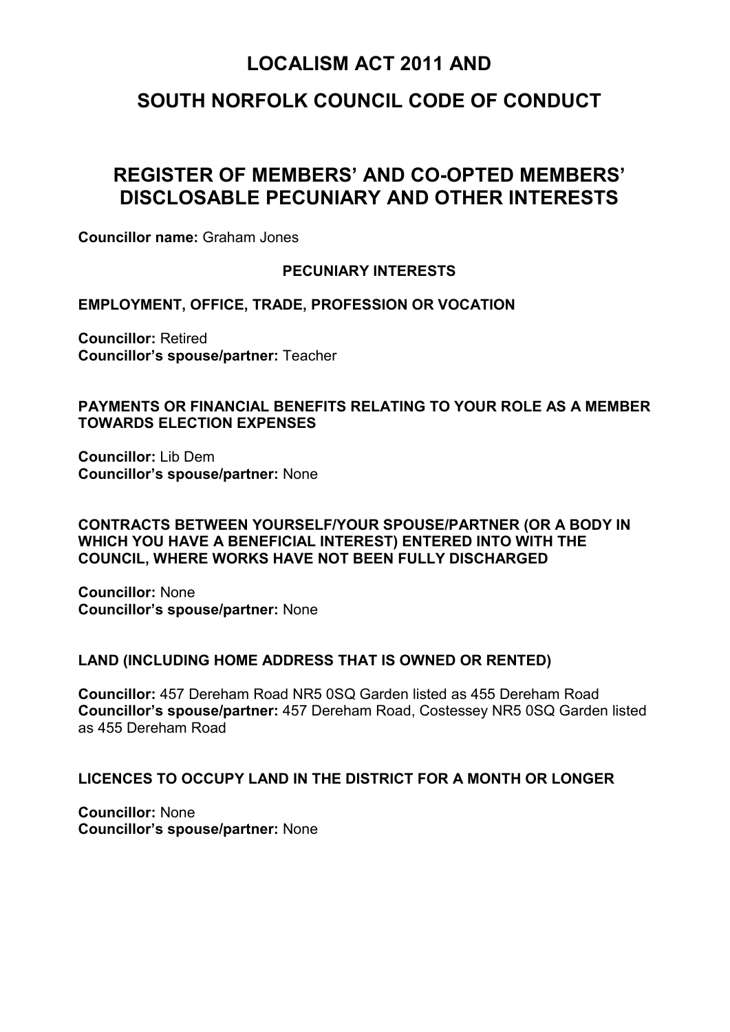# LOCALISM ACT 2011 AND

# SOUTH NORFOLK COUNCIL CODE OF CONDUCT

## REGISTER OF MEMBERS' AND CO-OPTED MEMBERS' DISCLOSABLE PECUNIARY AND OTHER INTERESTS

**Councillor name:** Graham Jones

### PECUNIARY INTERESTS

#### EMPLOYMENT, OFFICE, TRADE, PROFESSION OR VOCATION

**Councillor:** Retired
**Councillor's spouse/partner:** Teacher

#### PAYMENTS OR FINANCIAL BENEFITS RELATING TO YOUR ROLE AS A MEMBER TOWARDS ELECTION EXPENSES

**Councillor:** Lib Dem
**Councillor's spouse/partner:** None

#### CONTRACTS BETWEEN YOURSELF/YOUR SPOUSE/PARTNER (OR A BODY IN WHICH YOU HAVE A BENEFICIAL INTEREST) ENTERED INTO WITH THE COUNCIL, WHERE WORKS HAVE NOT BEEN FULLY DISCHARGED

**Councillor:** None
**Councillor's spouse/partner:** None

#### LAND (INCLUDING HOME ADDRESS THAT IS OWNED OR RENTED)

**Councillor:** 457 Dereham Road NR5 0SQ Garden listed as 455 Dereham Road
**Councillor's spouse/partner:** 457 Dereham Road, Costessey NR5 0SQ Garden listed as 455 Dereham Road

#### LICENCES TO OCCUPY LAND IN THE DISTRICT FOR A MONTH OR LONGER

**Councillor:** None
**Councillor's spouse/partner:** None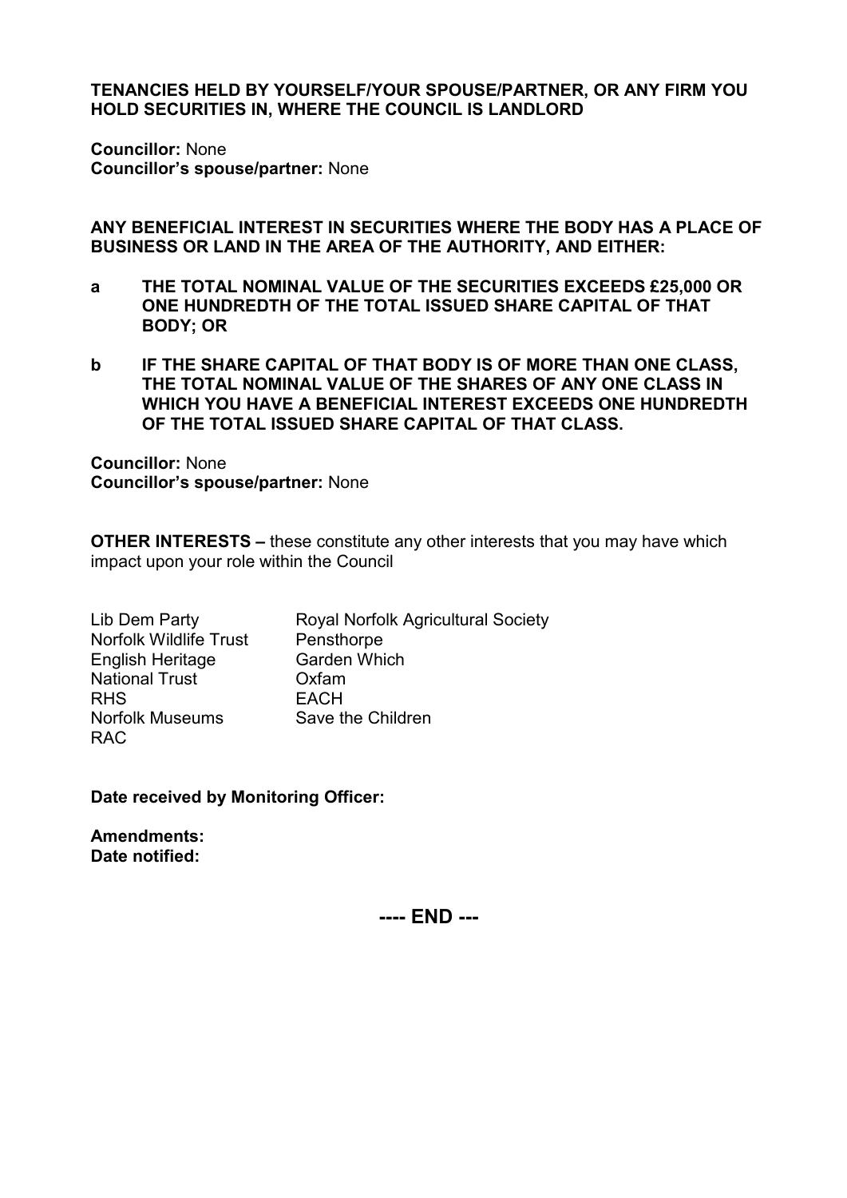**TENANCIES HELD BY YOURSELF/YOUR SPOUSE/PARTNER, OR ANY FIRM YOU HOLD SECURITIES IN, WHERE THE COUNCIL IS LANDLORD**

**Councillor:** None
**Councillor's spouse/partner:** None

**ANY BENEFICIAL INTEREST IN SECURITIES WHERE THE BODY HAS A PLACE OF BUSINESS OR LAND IN THE AREA OF THE AUTHORITY, AND EITHER:**

**a THE TOTAL NOMINAL VALUE OF THE SECURITIES EXCEEDS £25,000 OR ONE HUNDREDTH OF THE TOTAL ISSUED SHARE CAPITAL OF THAT BODY; OR**

**b IF THE SHARE CAPITAL OF THAT BODY IS OF MORE THAN ONE CLASS, THE TOTAL NOMINAL VALUE OF THE SHARES OF ANY ONE CLASS IN WHICH YOU HAVE A BENEFICIAL INTEREST EXCEEDS ONE HUNDREDTH OF THE TOTAL ISSUED SHARE CAPITAL OF THAT CLASS.**

**Councillor:** None
**Councillor's spouse/partner:** None

**OTHER INTERESTS –** these constitute any other interests that you may have which impact upon your role within the Council

| | |
|---|---|
| Lib Dem Party | Royal Norfolk Agricultural Society |
| Norfolk Wildlife Trust | Pensthorpe |
| English Heritage | Garden Which |
| National Trust | Oxfam |
| RHS | EACH |
| Norfolk Museums | Save the Children |
| RAC | |

**Date received by Monitoring Officer:**

**Amendments:**
**Date notified:**

**---- END ---**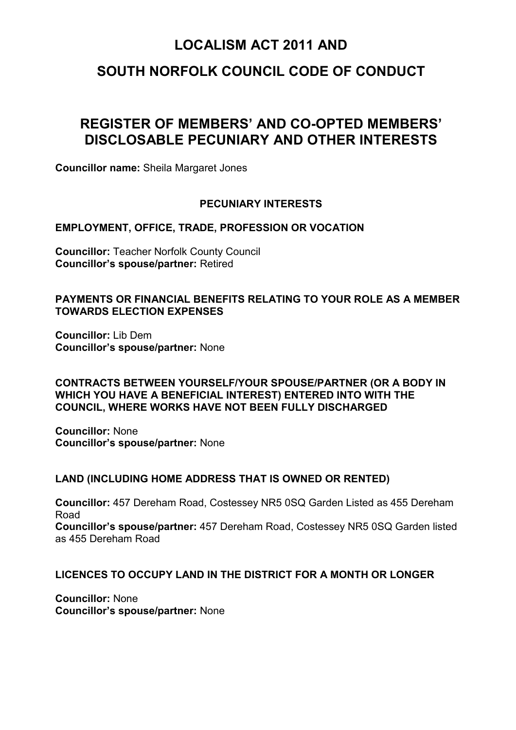# LOCALISM ACT 2011 AND

# SOUTH NORFOLK COUNCIL CODE OF CONDUCT

## REGISTER OF MEMBERS' AND CO-OPTED MEMBERS' DISCLOSABLE PECUNIARY AND OTHER INTERESTS

**Councillor name:** Sheila Margaret Jones

### PECUNIARY INTERESTS

**EMPLOYMENT, OFFICE, TRADE, PROFESSION OR VOCATION**

**Councillor:** Teacher Norfolk County Council
**Councillor's spouse/partner:** Retired

**PAYMENTS OR FINANCIAL BENEFITS RELATING TO YOUR ROLE AS A MEMBER TOWARDS ELECTION EXPENSES**

**Councillor:** Lib Dem
**Councillor's spouse/partner:** None

**CONTRACTS BETWEEN YOURSELF/YOUR SPOUSE/PARTNER (OR A BODY IN WHICH YOU HAVE A BENEFICIAL INTEREST) ENTERED INTO WITH THE COUNCIL, WHERE WORKS HAVE NOT BEEN FULLY DISCHARGED**

**Councillor:** None
**Councillor's spouse/partner:** None

**LAND (INCLUDING HOME ADDRESS THAT IS OWNED OR RENTED)**

**Councillor:** 457 Dereham Road, Costessey NR5 0SQ Garden Listed as 455 Dereham Road
**Councillor's spouse/partner:** 457 Dereham Road, Costessey NR5 0SQ Garden listed as 455 Dereham Road

**LICENCES TO OCCUPY LAND IN THE DISTRICT FOR A MONTH OR LONGER**

**Councillor:** None
**Councillor's spouse/partner:** None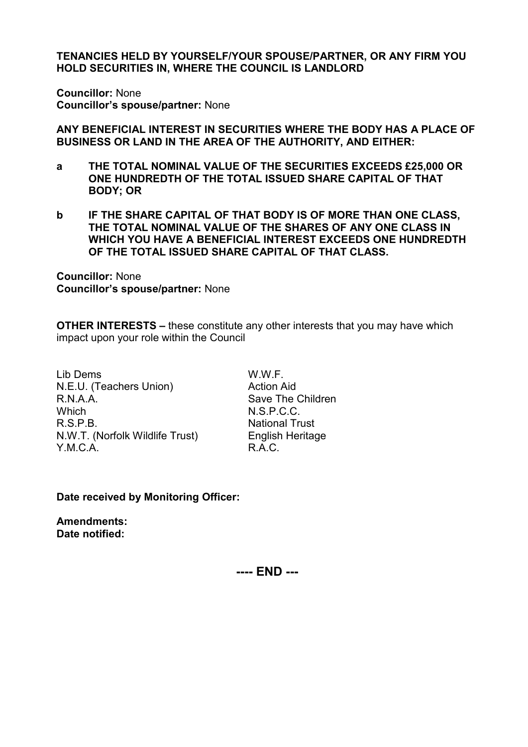**TENANCIES HELD BY YOURSELF/YOUR SPOUSE/PARTNER, OR ANY FIRM YOU HOLD SECURITIES IN, WHERE THE COUNCIL IS LANDLORD**

**Councillor:** None
**Councillor's spouse/partner:** None

**ANY BENEFICIAL INTEREST IN SECURITIES WHERE THE BODY HAS A PLACE OF BUSINESS OR LAND IN THE AREA OF THE AUTHORITY, AND EITHER:**

**a THE TOTAL NOMINAL VALUE OF THE SECURITIES EXCEEDS £25,000 OR ONE HUNDREDTH OF THE TOTAL ISSUED SHARE CAPITAL OF THAT BODY; OR**

**b IF THE SHARE CAPITAL OF THAT BODY IS OF MORE THAN ONE CLASS, THE TOTAL NOMINAL VALUE OF THE SHARES OF ANY ONE CLASS IN WHICH YOU HAVE A BENEFICIAL INTEREST EXCEEDS ONE HUNDREDTH OF THE TOTAL ISSUED SHARE CAPITAL OF THAT CLASS.**

**Councillor:** None
**Councillor's spouse/partner:** None

**OTHER INTERESTS –** these constitute any other interests that you may have which impact upon your role within the Council

Lib Dems
N.E.U. (Teachers Union)
R.N.A.A.
Which
R.S.P.B.
N.W.T. (Norfolk Wildlife Trust)
Y.M.C.A.
W.W.F.
Action Aid
Save The Children
N.S.P.C.C.
National Trust
English Heritage
R.A.C.

**Date received by Monitoring Officer:**

**Amendments:**
**Date notified:**

**---- END ---**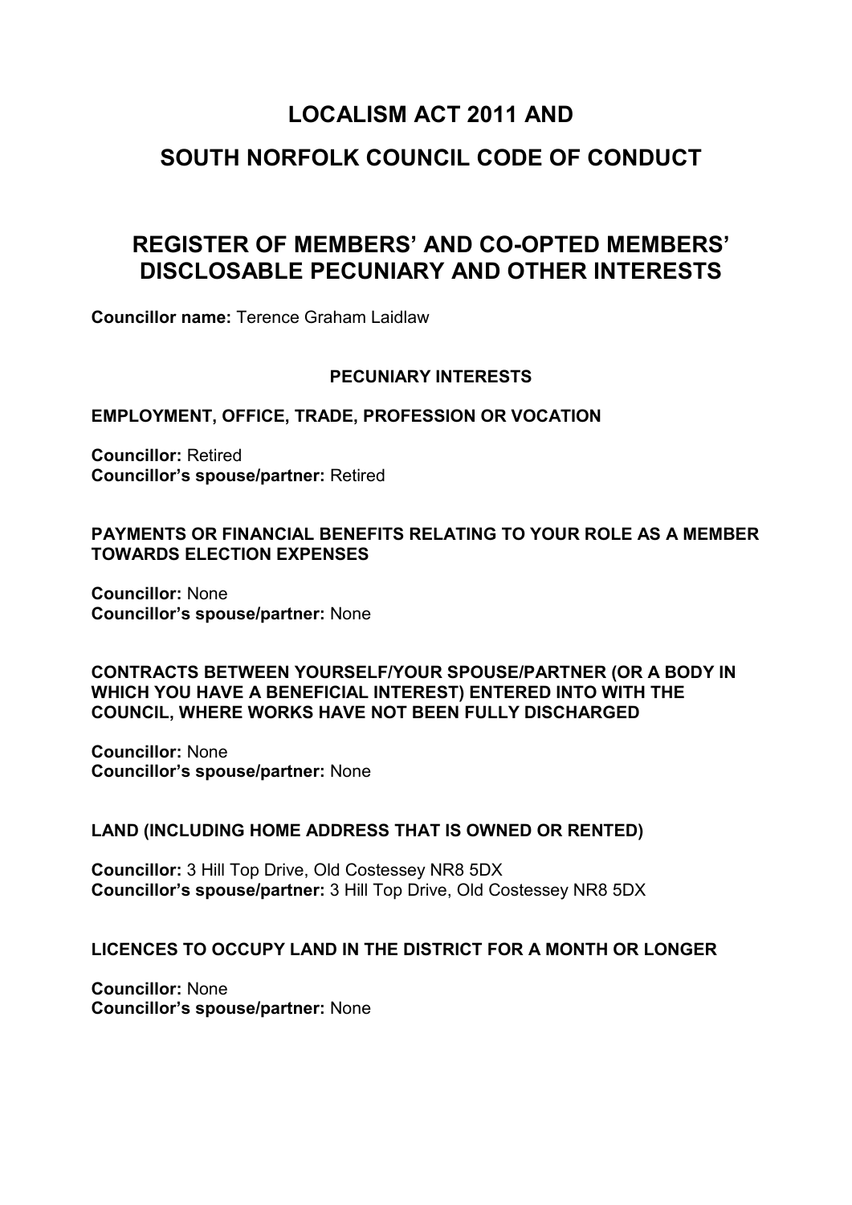# LOCALISM ACT 2011 AND

# SOUTH NORFOLK COUNCIL CODE OF CONDUCT

## REGISTER OF MEMBERS' AND CO-OPTED MEMBERS' DISCLOSABLE PECUNIARY AND OTHER INTERESTS

**Councillor name:** Terence Graham Laidlaw

### PECUNIARY INTERESTS

**EMPLOYMENT, OFFICE, TRADE, PROFESSION OR VOCATION**

**Councillor:** Retired
**Councillor's spouse/partner:** Retired

**PAYMENTS OR FINANCIAL BENEFITS RELATING TO YOUR ROLE AS A MEMBER TOWARDS ELECTION EXPENSES**

**Councillor:** None
**Councillor's spouse/partner:** None

**CONTRACTS BETWEEN YOURSELF/YOUR SPOUSE/PARTNER (OR A BODY IN WHICH YOU HAVE A BENEFICIAL INTEREST) ENTERED INTO WITH THE COUNCIL, WHERE WORKS HAVE NOT BEEN FULLY DISCHARGED**

**Councillor:** None
**Councillor's spouse/partner:** None

**LAND (INCLUDING HOME ADDRESS THAT IS OWNED OR RENTED)**

**Councillor:** 3 Hill Top Drive, Old Costessey NR8 5DX
**Councillor's spouse/partner:** 3 Hill Top Drive, Old Costessey NR8 5DX

**LICENCES TO OCCUPY LAND IN THE DISTRICT FOR A MONTH OR LONGER**

**Councillor:** None
**Councillor's spouse/partner:** None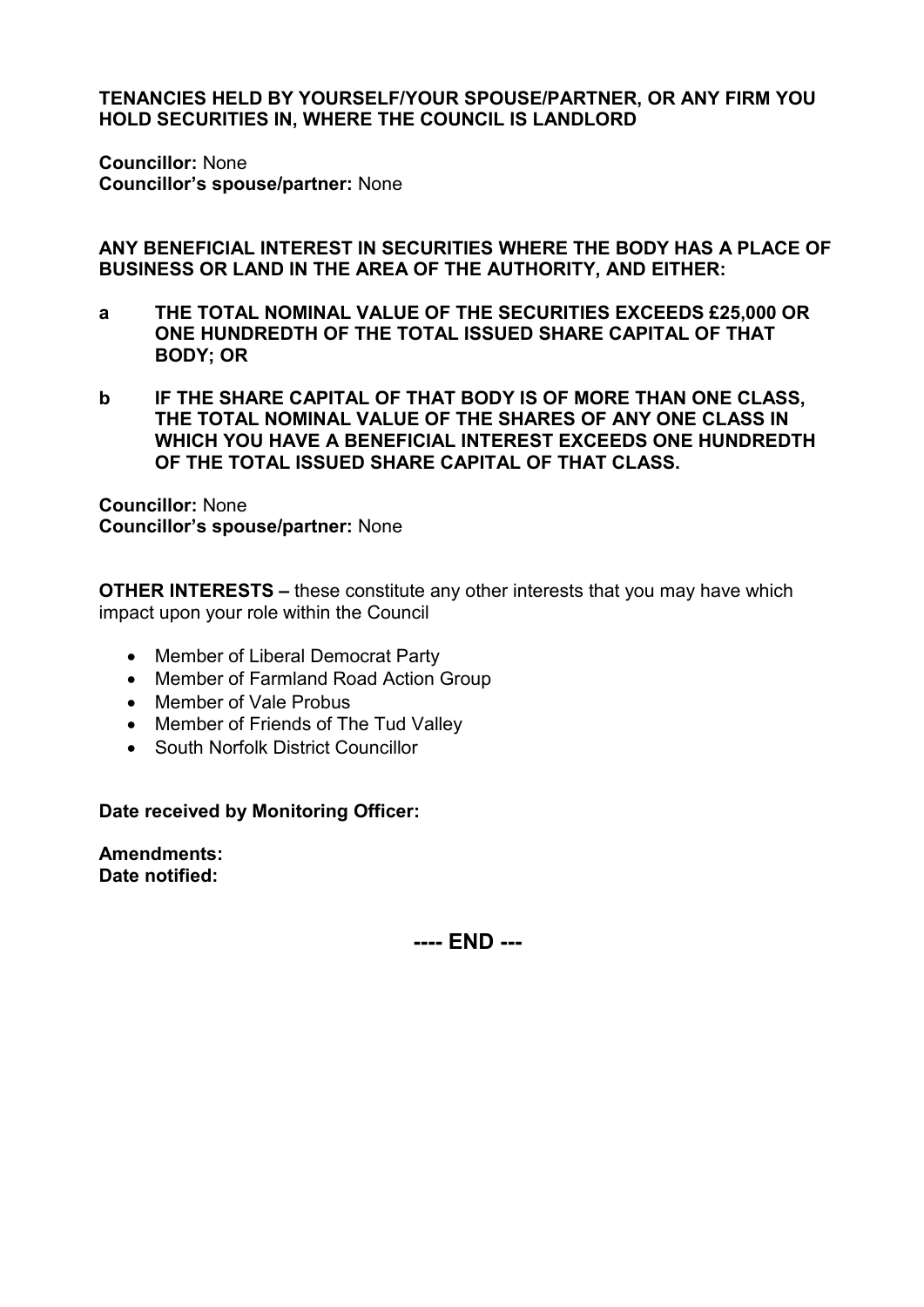**TENANCIES HELD BY YOURSELF/YOUR SPOUSE/PARTNER, OR ANY FIRM YOU HOLD SECURITIES IN, WHERE THE COUNCIL IS LANDLORD**

**Councillor:** None
**Councillor's spouse/partner:** None

**ANY BENEFICIAL INTEREST IN SECURITIES WHERE THE BODY HAS A PLACE OF BUSINESS OR LAND IN THE AREA OF THE AUTHORITY, AND EITHER:**

**a THE TOTAL NOMINAL VALUE OF THE SECURITIES EXCEEDS £25,000 OR ONE HUNDREDTH OF THE TOTAL ISSUED SHARE CAPITAL OF THAT BODY; OR**

**b IF THE SHARE CAPITAL OF THAT BODY IS OF MORE THAN ONE CLASS, THE TOTAL NOMINAL VALUE OF THE SHARES OF ANY ONE CLASS IN WHICH YOU HAVE A BENEFICIAL INTEREST EXCEEDS ONE HUNDREDTH OF THE TOTAL ISSUED SHARE CAPITAL OF THAT CLASS.**

**Councillor:** None
**Councillor's spouse/partner:** None

**OTHER INTERESTS –** these constitute any other interests that you may have which impact upon your role within the Council

- Member of Liberal Democrat Party
- Member of Farmland Road Action Group
- Member of Vale Probus
- Member of Friends of The Tud Valley
- South Norfolk District Councillor

**Date received by Monitoring Officer:**

**Amendments:**
**Date notified:**

**---- END ---**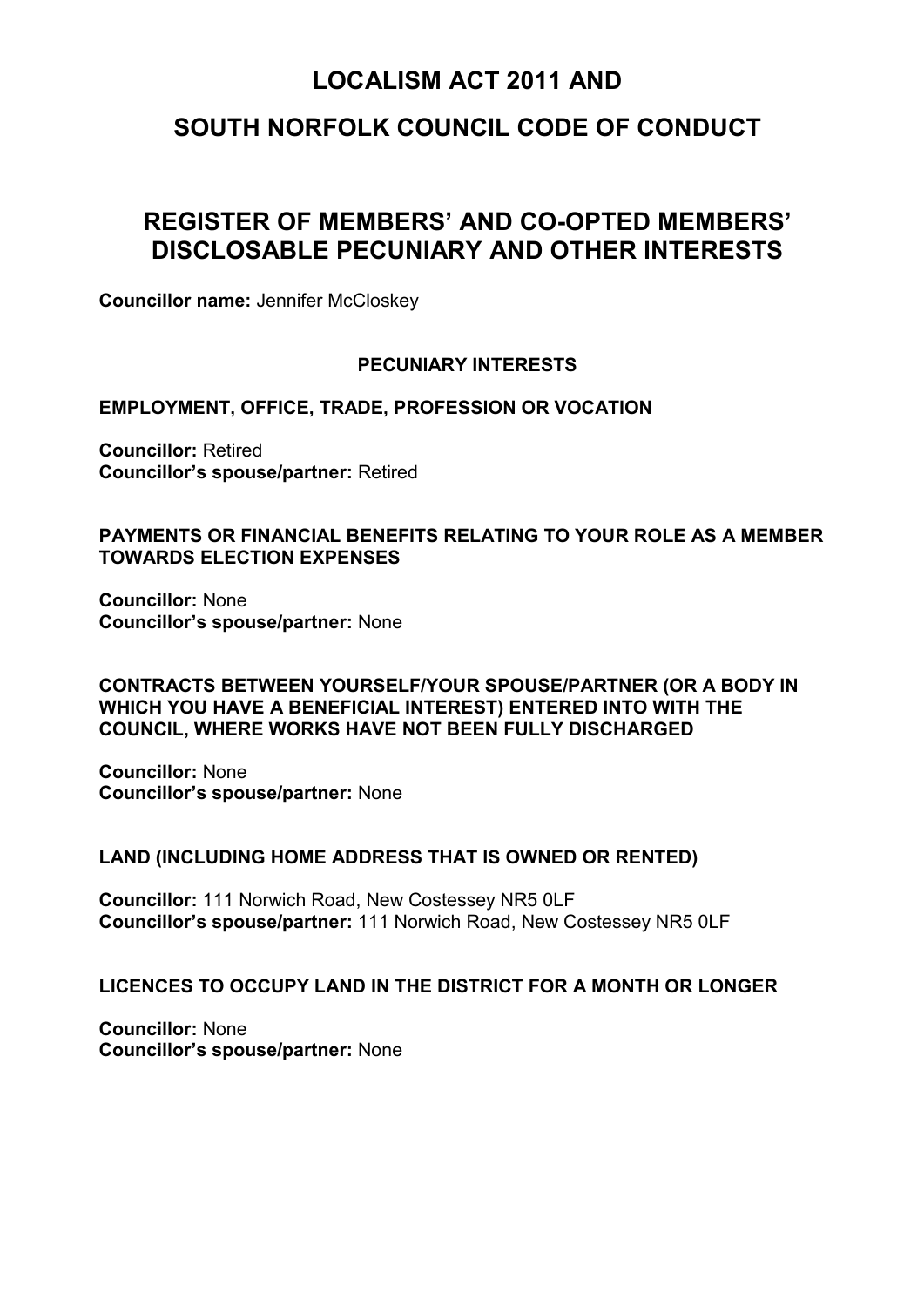# LOCALISM ACT 2011 AND

# SOUTH NORFOLK COUNCIL CODE OF CONDUCT

## REGISTER OF MEMBERS' AND CO-OPTED MEMBERS' DISCLOSABLE PECUNIARY AND OTHER INTERESTS

**Councillor name:** Jennifer McCloskey

### PECUNIARY INTERESTS

**EMPLOYMENT, OFFICE, TRADE, PROFESSION OR VOCATION**

**Councillor:** Retired
**Councillor's spouse/partner:** Retired

**PAYMENTS OR FINANCIAL BENEFITS RELATING TO YOUR ROLE AS A MEMBER TOWARDS ELECTION EXPENSES**

**Councillor:** None
**Councillor's spouse/partner:** None

**CONTRACTS BETWEEN YOURSELF/YOUR SPOUSE/PARTNER (OR A BODY IN WHICH YOU HAVE A BENEFICIAL INTEREST) ENTERED INTO WITH THE COUNCIL, WHERE WORKS HAVE NOT BEEN FULLY DISCHARGED**

**Councillor:** None
**Councillor's spouse/partner:** None

**LAND (INCLUDING HOME ADDRESS THAT IS OWNED OR RENTED)**

**Councillor:** 111 Norwich Road, New Costessey NR5 0LF
**Councillor's spouse/partner:** 111 Norwich Road, New Costessey NR5 0LF

**LICENCES TO OCCUPY LAND IN THE DISTRICT FOR A MONTH OR LONGER**

**Councillor:** None
**Councillor's spouse/partner:** None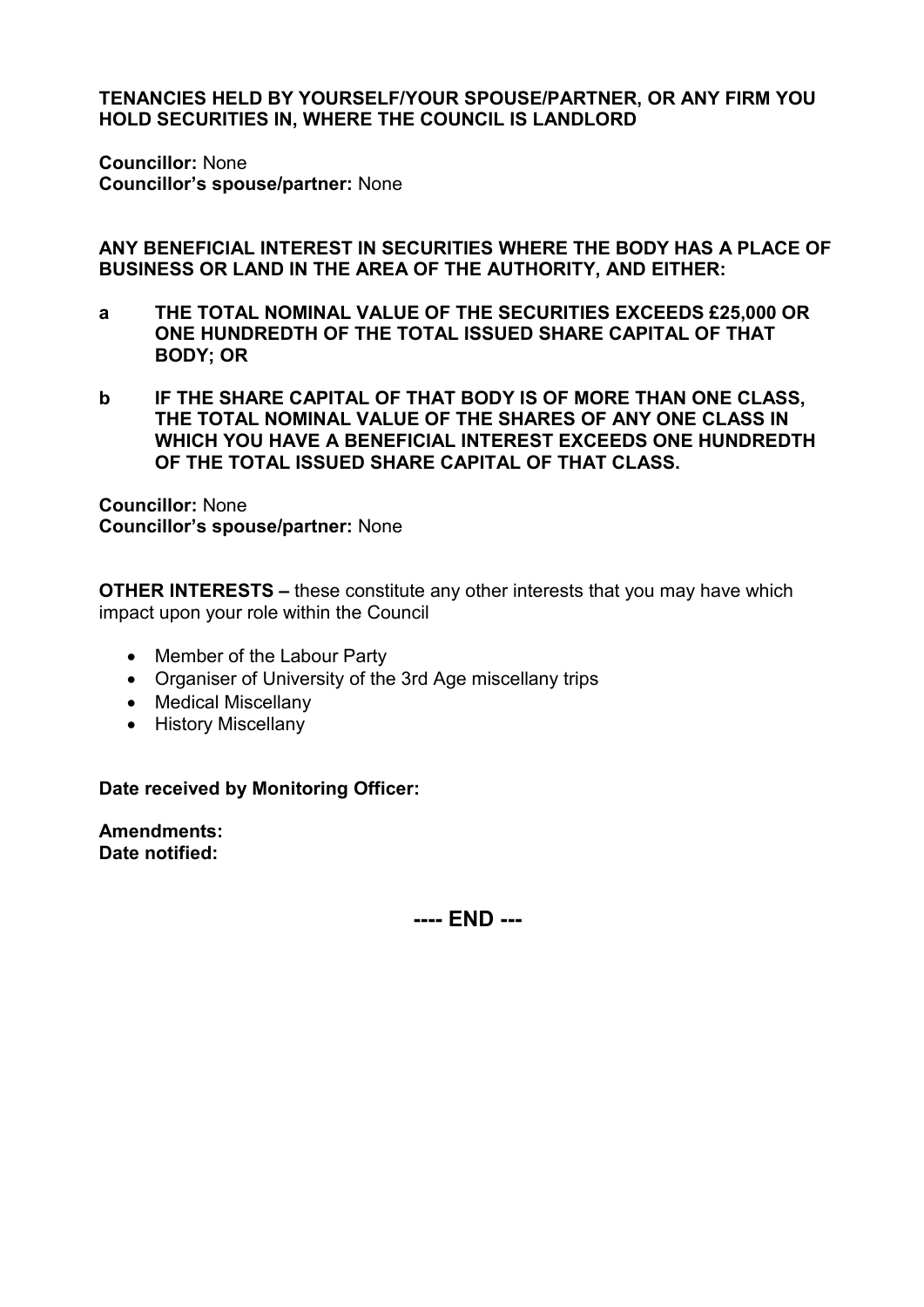**TENANCIES HELD BY YOURSELF/YOUR SPOUSE/PARTNER, OR ANY FIRM YOU HOLD SECURITIES IN, WHERE THE COUNCIL IS LANDLORD**

**Councillor:** None
**Councillor's spouse/partner:** None

**ANY BENEFICIAL INTEREST IN SECURITIES WHERE THE BODY HAS A PLACE OF BUSINESS OR LAND IN THE AREA OF THE AUTHORITY, AND EITHER:**

**a THE TOTAL NOMINAL VALUE OF THE SECURITIES EXCEEDS £25,000 OR ONE HUNDREDTH OF THE TOTAL ISSUED SHARE CAPITAL OF THAT BODY; OR**

**b IF THE SHARE CAPITAL OF THAT BODY IS OF MORE THAN ONE CLASS, THE TOTAL NOMINAL VALUE OF THE SHARES OF ANY ONE CLASS IN WHICH YOU HAVE A BENEFICIAL INTEREST EXCEEDS ONE HUNDREDTH OF THE TOTAL ISSUED SHARE CAPITAL OF THAT CLASS.**

**Councillor:** None
**Councillor's spouse/partner:** None

**OTHER INTERESTS –** these constitute any other interests that you may have which impact upon your role within the Council

- Member of the Labour Party
- Organiser of University of the 3rd Age miscellany trips
- Medical Miscellany
- History Miscellany

**Date received by Monitoring Officer:**

**Amendments:**
**Date notified:**

**---- END ---**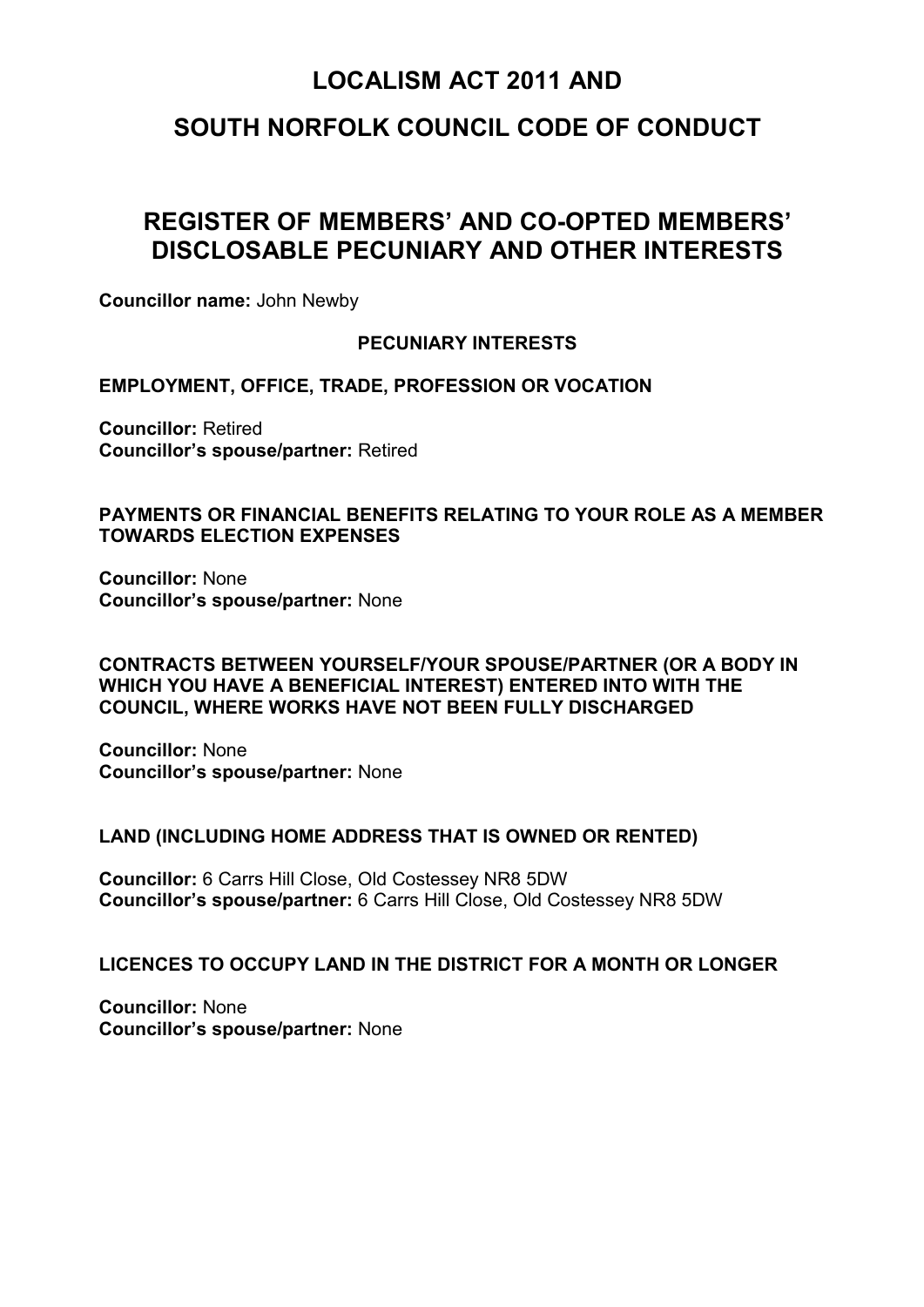# LOCALISM ACT 2011 AND

# SOUTH NORFOLK COUNCIL CODE OF CONDUCT

## REGISTER OF MEMBERS' AND CO-OPTED MEMBERS' DISCLOSABLE PECUNIARY AND OTHER INTERESTS

**Councillor name:** John Newby

### PECUNIARY INTERESTS

**EMPLOYMENT, OFFICE, TRADE, PROFESSION OR VOCATION**

**Councillor:** Retired
**Councillor's spouse/partner:** Retired

**PAYMENTS OR FINANCIAL BENEFITS RELATING TO YOUR ROLE AS A MEMBER TOWARDS ELECTION EXPENSES**

**Councillor:** None
**Councillor's spouse/partner:** None

**CONTRACTS BETWEEN YOURSELF/YOUR SPOUSE/PARTNER (OR A BODY IN WHICH YOU HAVE A BENEFICIAL INTEREST) ENTERED INTO WITH THE COUNCIL, WHERE WORKS HAVE NOT BEEN FULLY DISCHARGED**

**Councillor:** None
**Councillor's spouse/partner:** None

**LAND (INCLUDING HOME ADDRESS THAT IS OWNED OR RENTED)**

**Councillor:** 6 Carrs Hill Close, Old Costessey NR8 5DW
**Councillor's spouse/partner:** 6 Carrs Hill Close, Old Costessey NR8 5DW

**LICENCES TO OCCUPY LAND IN THE DISTRICT FOR A MONTH OR LONGER**

**Councillor:** None
**Councillor's spouse/partner:** None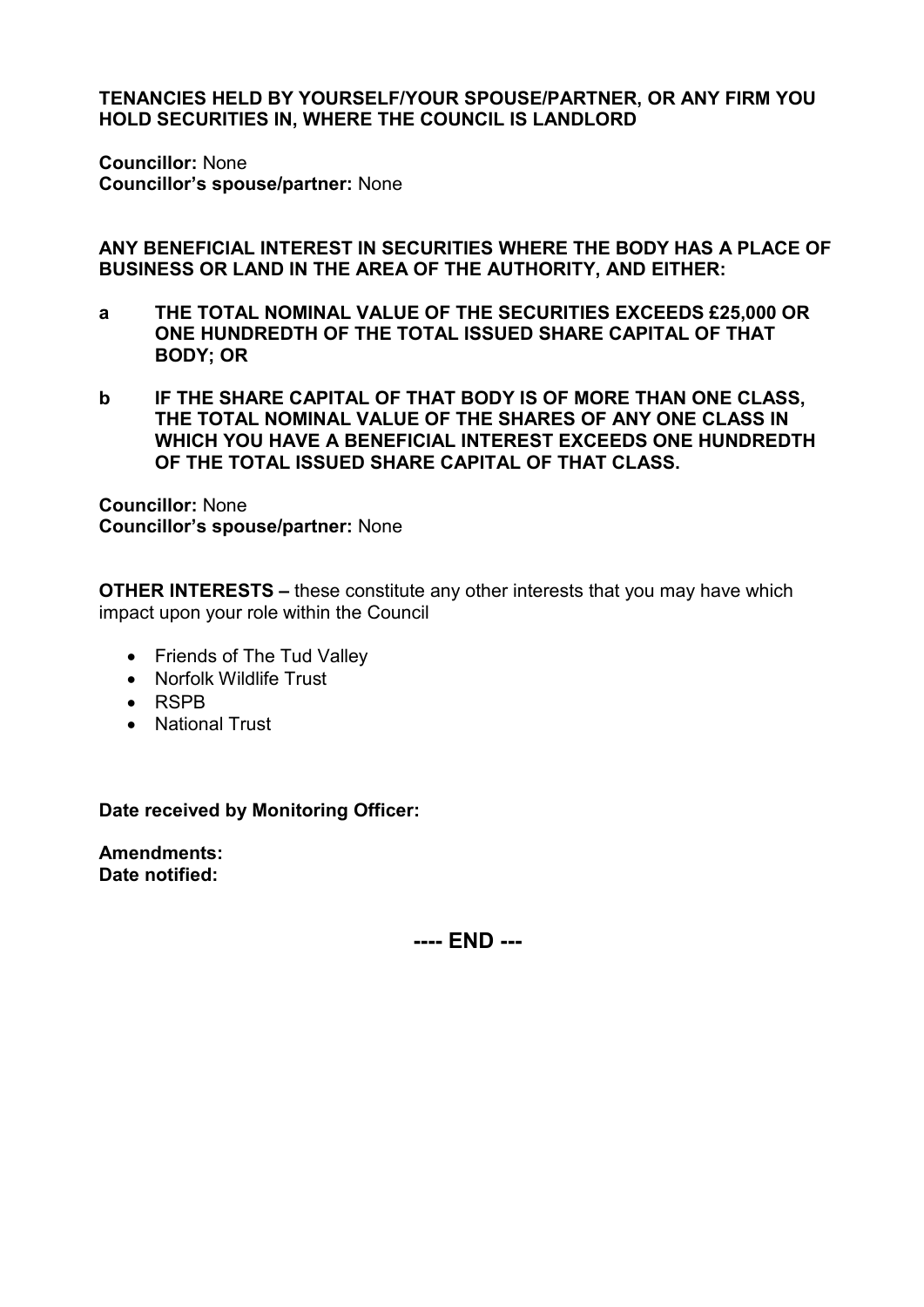**TENANCIES HELD BY YOURSELF/YOUR SPOUSE/PARTNER, OR ANY FIRM YOU HOLD SECURITIES IN, WHERE THE COUNCIL IS LANDLORD**

**Councillor:** None
**Councillor's spouse/partner:** None

**ANY BENEFICIAL INTEREST IN SECURITIES WHERE THE BODY HAS A PLACE OF BUSINESS OR LAND IN THE AREA OF THE AUTHORITY, AND EITHER:**

**a THE TOTAL NOMINAL VALUE OF THE SECURITIES EXCEEDS £25,000 OR ONE HUNDREDTH OF THE TOTAL ISSUED SHARE CAPITAL OF THAT BODY; OR**

**b IF THE SHARE CAPITAL OF THAT BODY IS OF MORE THAN ONE CLASS, THE TOTAL NOMINAL VALUE OF THE SHARES OF ANY ONE CLASS IN WHICH YOU HAVE A BENEFICIAL INTEREST EXCEEDS ONE HUNDREDTH OF THE TOTAL ISSUED SHARE CAPITAL OF THAT CLASS.**

**Councillor:** None
**Councillor's spouse/partner:** None

**OTHER INTERESTS –** these constitute any other interests that you may have which impact upon your role within the Council

- Friends of The Tud Valley
- Norfolk Wildlife Trust
- RSPB
- National Trust

**Date received by Monitoring Officer:**

**Amendments:**
**Date notified:**

**---- END ---**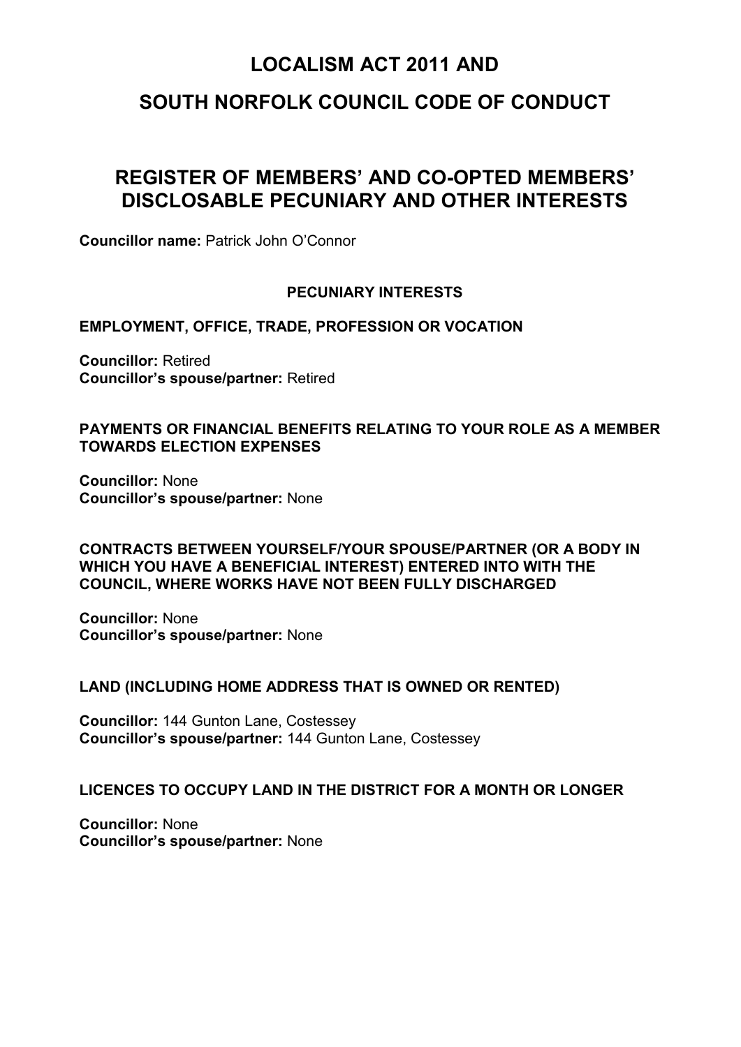# LOCALISM ACT 2011 AND

# SOUTH NORFOLK COUNCIL CODE OF CONDUCT

## REGISTER OF MEMBERS' AND CO-OPTED MEMBERS' DISCLOSABLE PECUNIARY AND OTHER INTERESTS

**Councillor name:** Patrick John O'Connor

### PECUNIARY INTERESTS

#### EMPLOYMENT, OFFICE, TRADE, PROFESSION OR VOCATION

**Councillor:** Retired
**Councillor's spouse/partner:** Retired

#### PAYMENTS OR FINANCIAL BENEFITS RELATING TO YOUR ROLE AS A MEMBER TOWARDS ELECTION EXPENSES

**Councillor:** None
**Councillor's spouse/partner:** None

#### CONTRACTS BETWEEN YOURSELF/YOUR SPOUSE/PARTNER (OR A BODY IN WHICH YOU HAVE A BENEFICIAL INTEREST) ENTERED INTO WITH THE COUNCIL, WHERE WORKS HAVE NOT BEEN FULLY DISCHARGED

**Councillor:** None
**Councillor's spouse/partner:** None

#### LAND (INCLUDING HOME ADDRESS THAT IS OWNED OR RENTED)

**Councillor:** 144 Gunton Lane, Costessey
**Councillor's spouse/partner:** 144 Gunton Lane, Costessey

#### LICENCES TO OCCUPY LAND IN THE DISTRICT FOR A MONTH OR LONGER

**Councillor:** None
**Councillor's spouse/partner:** None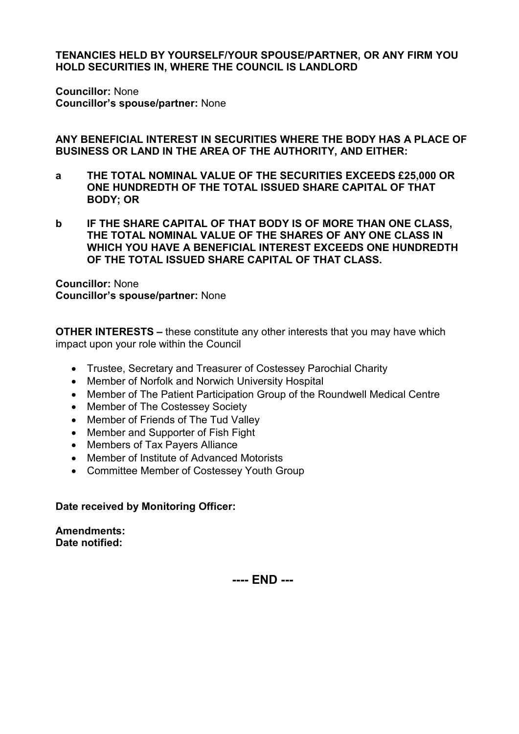**TENANCIES HELD BY YOURSELF/YOUR SPOUSE/PARTNER, OR ANY FIRM YOU HOLD SECURITIES IN, WHERE THE COUNCIL IS LANDLORD**

**Councillor:** None
**Councillor's spouse/partner:** None

**ANY BENEFICIAL INTEREST IN SECURITIES WHERE THE BODY HAS A PLACE OF BUSINESS OR LAND IN THE AREA OF THE AUTHORITY, AND EITHER:**

**a THE TOTAL NOMINAL VALUE OF THE SECURITIES EXCEEDS £25,000 OR ONE HUNDREDTH OF THE TOTAL ISSUED SHARE CAPITAL OF THAT BODY; OR**

**b IF THE SHARE CAPITAL OF THAT BODY IS OF MORE THAN ONE CLASS, THE TOTAL NOMINAL VALUE OF THE SHARES OF ANY ONE CLASS IN WHICH YOU HAVE A BENEFICIAL INTEREST EXCEEDS ONE HUNDREDTH OF THE TOTAL ISSUED SHARE CAPITAL OF THAT CLASS.**

**Councillor:** None
**Councillor's spouse/partner:** None

**OTHER INTERESTS –** these constitute any other interests that you may have which impact upon your role within the Council

- Trustee, Secretary and Treasurer of Costessey Parochial Charity
- Member of Norfolk and Norwich University Hospital
- Member of The Patient Participation Group of the Roundwell Medical Centre
- Member of The Costessey Society
- Member of Friends of The Tud Valley
- Member and Supporter of Fish Fight
- Members of Tax Payers Alliance
- Member of Institute of Advanced Motorists
- Committee Member of Costessey Youth Group

**Date received by Monitoring Officer:**

**Amendments:**
**Date notified:**

**---- END ---**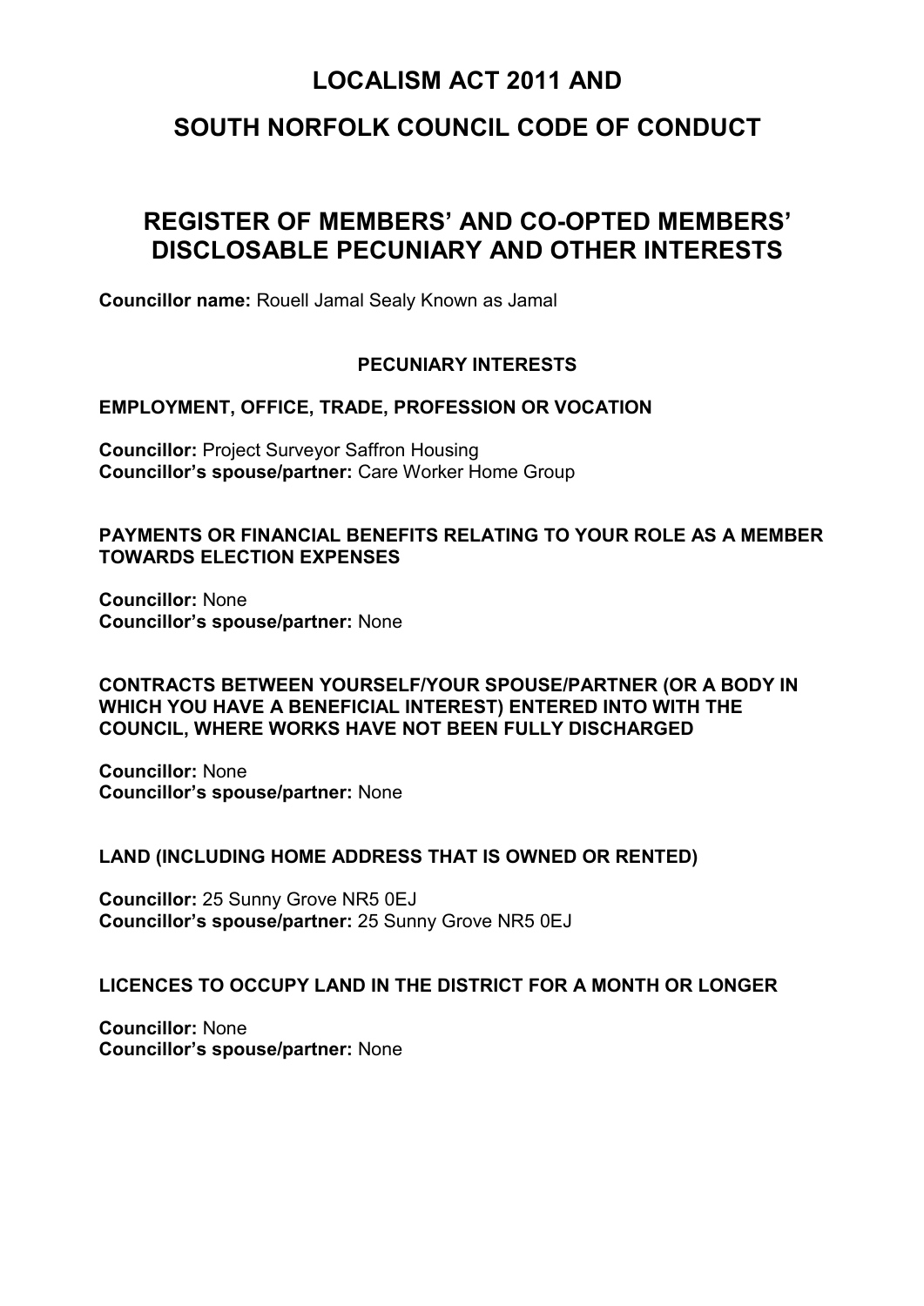# LOCALISM ACT 2011 AND

# SOUTH NORFOLK COUNCIL CODE OF CONDUCT

## REGISTER OF MEMBERS' AND CO-OPTED MEMBERS' DISCLOSABLE PECUNIARY AND OTHER INTERESTS

**Councillor name:** Rouell Jamal Sealy Known as Jamal

### PECUNIARY INTERESTS

#### EMPLOYMENT, OFFICE, TRADE, PROFESSION OR VOCATION

**Councillor:** Project Surveyor Saffron Housing
**Councillor's spouse/partner:** Care Worker Home Group

#### PAYMENTS OR FINANCIAL BENEFITS RELATING TO YOUR ROLE AS A MEMBER TOWARDS ELECTION EXPENSES

**Councillor:** None
**Councillor's spouse/partner:** None

#### CONTRACTS BETWEEN YOURSELF/YOUR SPOUSE/PARTNER (OR A BODY IN WHICH YOU HAVE A BENEFICIAL INTEREST) ENTERED INTO WITH THE COUNCIL, WHERE WORKS HAVE NOT BEEN FULLY DISCHARGED

**Councillor:** None
**Councillor's spouse/partner:** None

#### LAND (INCLUDING HOME ADDRESS THAT IS OWNED OR RENTED)

**Councillor:** 25 Sunny Grove NR5 0EJ
**Councillor's spouse/partner:** 25 Sunny Grove NR5 0EJ

#### LICENCES TO OCCUPY LAND IN THE DISTRICT FOR A MONTH OR LONGER

**Councillor:** None
**Councillor's spouse/partner:** None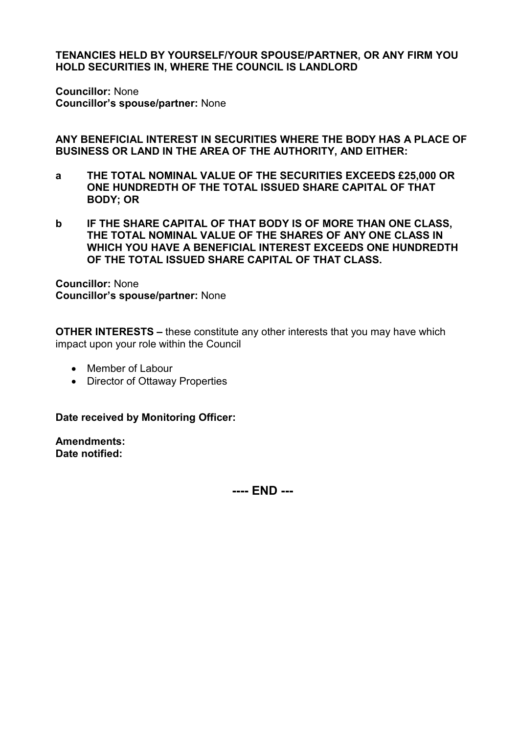**TENANCIES HELD BY YOURSELF/YOUR SPOUSE/PARTNER, OR ANY FIRM YOU HOLD SECURITIES IN, WHERE THE COUNCIL IS LANDLORD**

**Councillor:** None
**Councillor's spouse/partner:** None

**ANY BENEFICIAL INTEREST IN SECURITIES WHERE THE BODY HAS A PLACE OF BUSINESS OR LAND IN THE AREA OF THE AUTHORITY, AND EITHER:**

**a THE TOTAL NOMINAL VALUE OF THE SECURITIES EXCEEDS £25,000 OR ONE HUNDREDTH OF THE TOTAL ISSUED SHARE CAPITAL OF THAT BODY; OR**

**b IF THE SHARE CAPITAL OF THAT BODY IS OF MORE THAN ONE CLASS, THE TOTAL NOMINAL VALUE OF THE SHARES OF ANY ONE CLASS IN WHICH YOU HAVE A BENEFICIAL INTEREST EXCEEDS ONE HUNDREDTH OF THE TOTAL ISSUED SHARE CAPITAL OF THAT CLASS.**

**Councillor:** None
**Councillor's spouse/partner:** None

**OTHER INTERESTS –** these constitute any other interests that you may have which impact upon your role within the Council

- Member of Labour
- Director of Ottaway Properties

**Date received by Monitoring Officer:**

**Amendments:**
**Date notified:**

**---- END ---**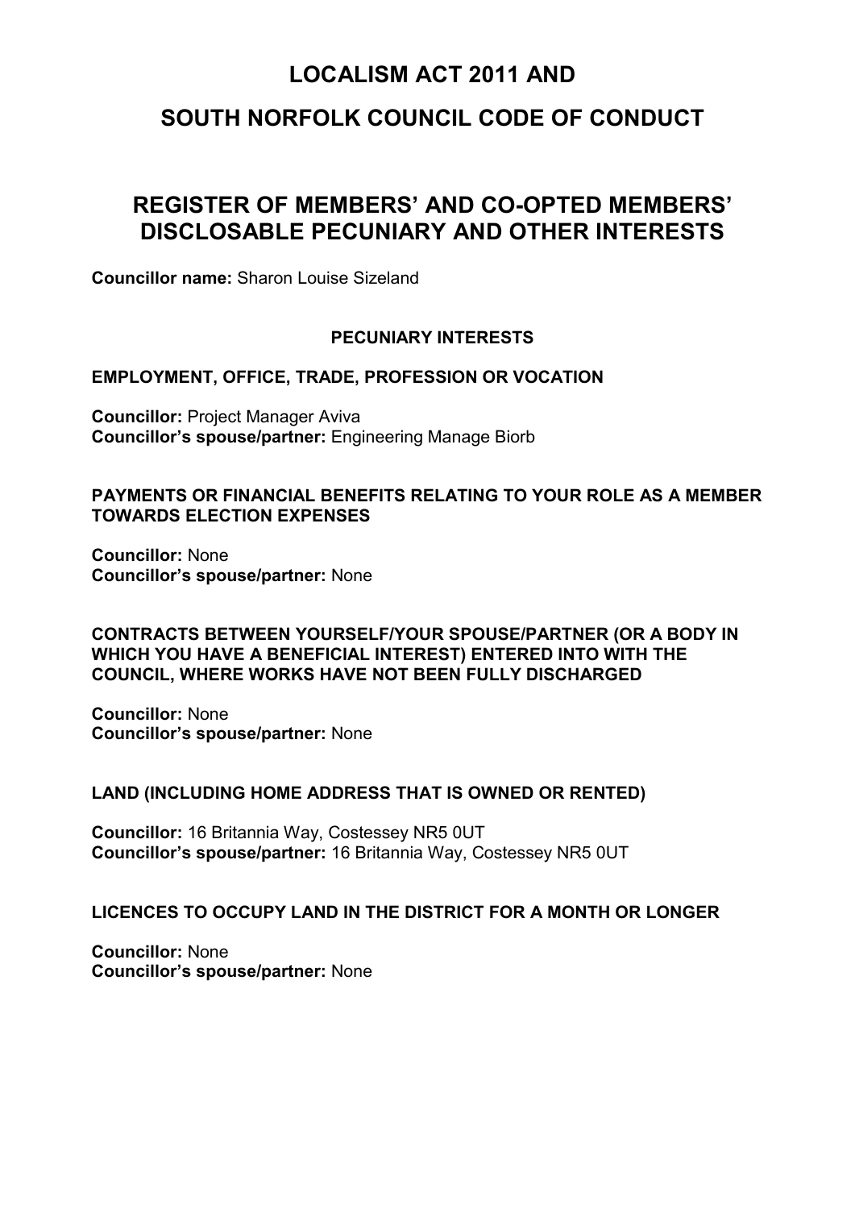# LOCALISM ACT 2011 AND

# SOUTH NORFOLK COUNCIL CODE OF CONDUCT

## REGISTER OF MEMBERS' AND CO-OPTED MEMBERS' DISCLOSABLE PECUNIARY AND OTHER INTERESTS

**Councillor name:** Sharon Louise Sizeland

### PECUNIARY INTERESTS

#### EMPLOYMENT, OFFICE, TRADE, PROFESSION OR VOCATION

**Councillor:** Project Manager Aviva
**Councillor's spouse/partner:** Engineering Manage Biorb

#### PAYMENTS OR FINANCIAL BENEFITS RELATING TO YOUR ROLE AS A MEMBER TOWARDS ELECTION EXPENSES

**Councillor:** None
**Councillor's spouse/partner:** None

#### CONTRACTS BETWEEN YOURSELF/YOUR SPOUSE/PARTNER (OR A BODY IN WHICH YOU HAVE A BENEFICIAL INTEREST) ENTERED INTO WITH THE COUNCIL, WHERE WORKS HAVE NOT BEEN FULLY DISCHARGED

**Councillor:** None
**Councillor's spouse/partner:** None

#### LAND (INCLUDING HOME ADDRESS THAT IS OWNED OR RENTED)

**Councillor:** 16 Britannia Way, Costessey NR5 0UT
**Councillor's spouse/partner:** 16 Britannia Way, Costessey NR5 0UT

#### LICENCES TO OCCUPY LAND IN THE DISTRICT FOR A MONTH OR LONGER

**Councillor:** None
**Councillor's spouse/partner:** None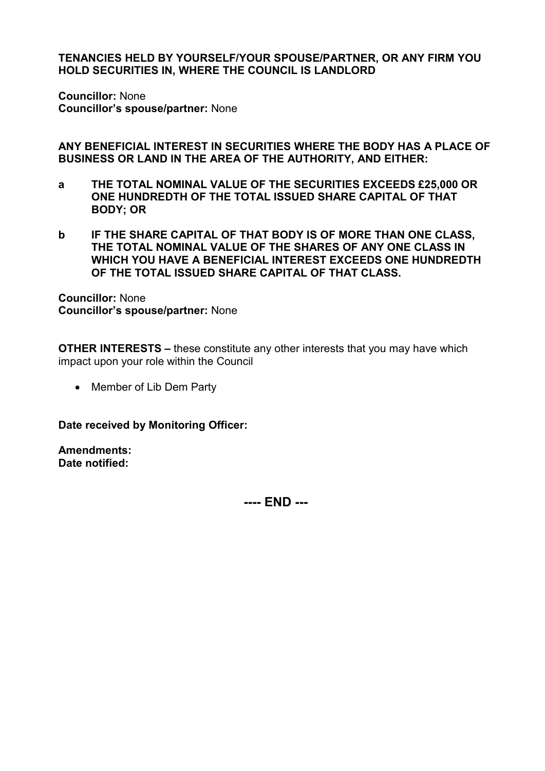**TENANCIES HELD BY YOURSELF/YOUR SPOUSE/PARTNER, OR ANY FIRM YOU HOLD SECURITIES IN, WHERE THE COUNCIL IS LANDLORD**

**Councillor:** None
**Councillor's spouse/partner:** None

**ANY BENEFICIAL INTEREST IN SECURITIES WHERE THE BODY HAS A PLACE OF BUSINESS OR LAND IN THE AREA OF THE AUTHORITY, AND EITHER:**

**a THE TOTAL NOMINAL VALUE OF THE SECURITIES EXCEEDS £25,000 OR ONE HUNDREDTH OF THE TOTAL ISSUED SHARE CAPITAL OF THAT BODY; OR**

**b IF THE SHARE CAPITAL OF THAT BODY IS OF MORE THAN ONE CLASS, THE TOTAL NOMINAL VALUE OF THE SHARES OF ANY ONE CLASS IN WHICH YOU HAVE A BENEFICIAL INTEREST EXCEEDS ONE HUNDREDTH OF THE TOTAL ISSUED SHARE CAPITAL OF THAT CLASS.**

**Councillor:** None
**Councillor's spouse/partner:** None

**OTHER INTERESTS –** these constitute any other interests that you may have which impact upon your role within the Council

- Member of Lib Dem Party

**Date received by Monitoring Officer:**

**Amendments:**
**Date notified:**

**---- END ---**